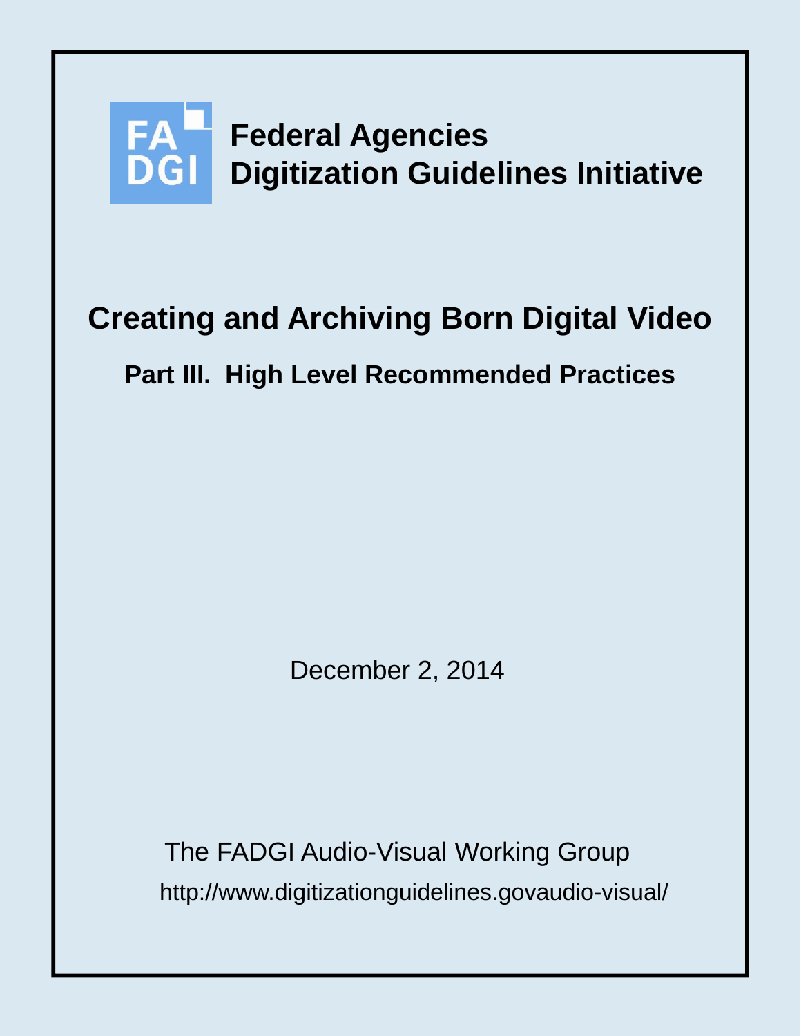FA DGI

**Federal Agencies**
**Digitization Guidelines Initiative**

# Creating and Archiving Born Digital Video

## Part III. High Level Recommended Practices

December 2, 2014

The FADGI Audio-Visual Working Group

http://www.digitizationguidelines.govaudio-visual/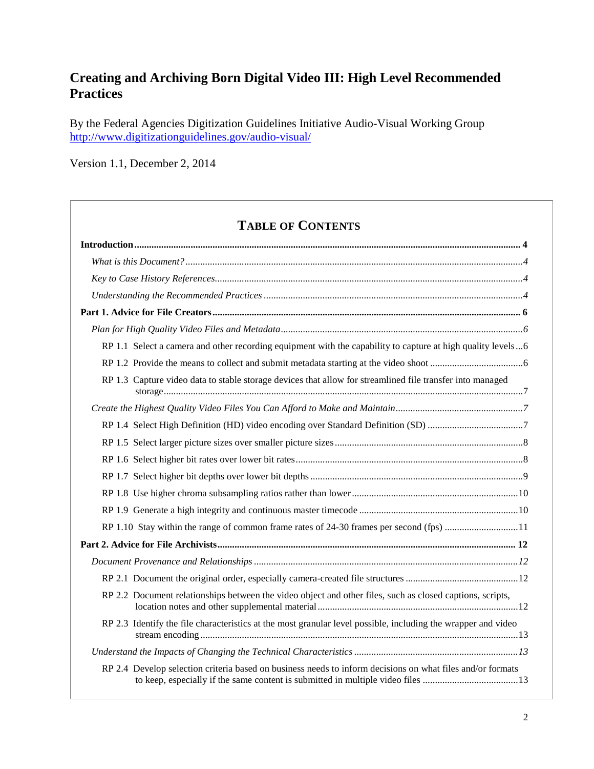# Creating and Archiving Born Digital Video III: High Level Recommended Practices

By the Federal Agencies Digitization Guidelines Initiative Audio-Visual Working Group
http://www.digitizationguidelines.gov/audio-visual/

Version 1.1, December 2, 2014

## TABLE OF CONTENTS

**Introduction** .......... **4**

*What is this Document?* .......... *4*

*Key to Case History References* .......... *4*

*Understanding the Recommended Practices* .......... *4*

**Part 1. Advice for File Creators** .......... **6**

*Plan for High Quality Video Files and Metadata* .......... *6*

RP 1.1 Select a camera and other recording equipment with the capability to capture at high quality levels .......... 6

RP 1.2 Provide the means to collect and submit metadata starting at the video shoot .......... 6

RP 1.3 Capture video data to stable storage devices that allow for streamlined file transfer into managed storage .......... 7

*Create the Highest Quality Video Files You Can Afford to Make and Maintain* .......... *7*

RP 1.4 Select High Definition (HD) video encoding over Standard Definition (SD) .......... 7

RP 1.5 Select larger picture sizes over smaller picture sizes .......... 8

RP 1.6 Select higher bit rates over lower bit rates .......... 8

RP 1.7 Select higher bit depths over lower bit depths .......... 9

RP 1.8 Use higher chroma subsampling ratios rather than lower .......... 10

RP 1.9 Generate a high integrity and continuous master timecode .......... 10

RP 1.10 Stay within the range of common frame rates of 24-30 frames per second (fps) .......... 11

**Part 2. Advice for File Archivists** .......... **12**

*Document Provenance and Relationships* .......... *12*

RP 2.1 Document the original order, especially camera-created file structures .......... 12

RP 2.2 Document relationships between the video object and other files, such as closed captions, scripts, location notes and other supplemental material .......... 12

RP 2.3 Identify the file characteristics at the most granular level possible, including the wrapper and video stream encoding .......... 13

*Understand the Impacts of Changing the Technical Characteristics* .......... *13*

RP 2.4 Develop selection criteria based on business needs to inform decisions on what files and/or formats to keep, especially if the same content is submitted in multiple video files .......... 13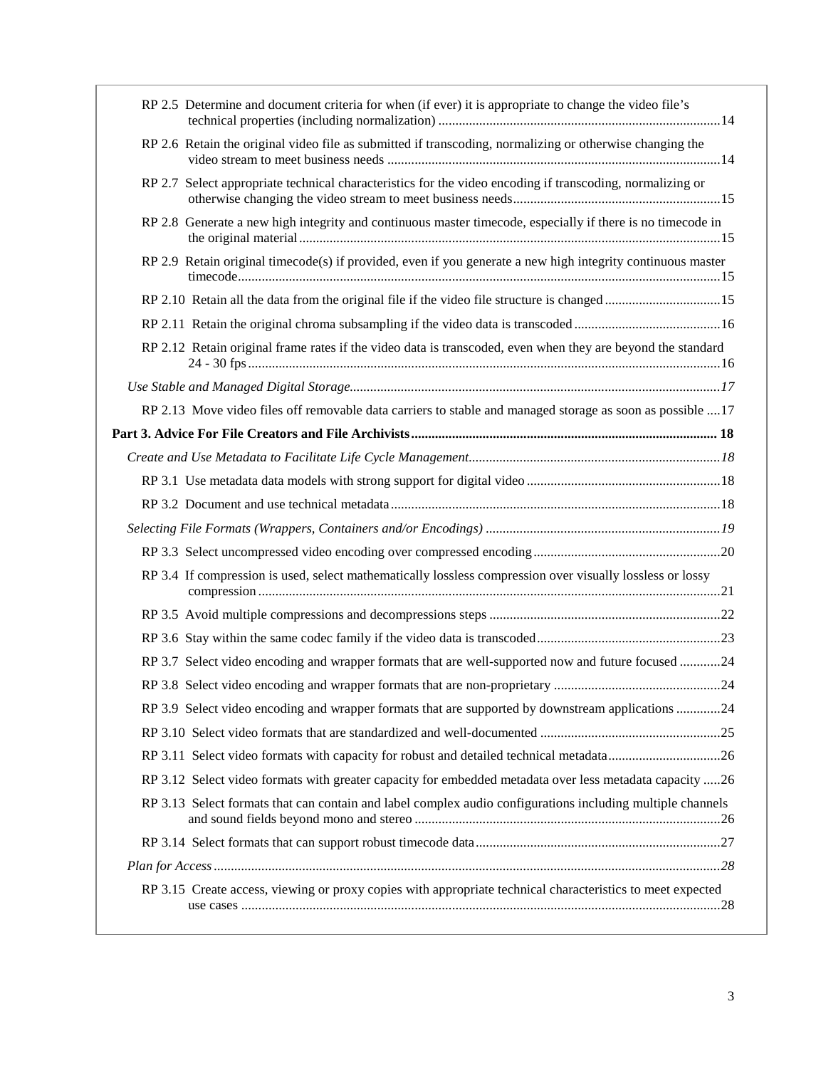- RP 2.5 Determine and document criteria for when (if ever) it is appropriate to change the video file's technical properties (including normalization) ... 14
- RP 2.6 Retain the original video file as submitted if transcoding, normalizing or otherwise changing the video stream to meet business needs ... 14
- RP 2.7 Select appropriate technical characteristics for the video encoding if transcoding, normalizing or otherwise changing the video stream to meet business needs ... 15
- RP 2.8 Generate a new high integrity and continuous master timecode, especially if there is no timecode in the original material ... 15
- RP 2.9 Retain original timecode(s) if provided, even if you generate a new high integrity continuous master timecode ... 15
- RP 2.10 Retain all the data from the original file if the video file structure is changed ... 15
- RP 2.11 Retain the original chroma subsampling if the video data is transcoded ... 16
- RP 2.12 Retain original frame rates if the video data is transcoded, even when they are beyond the standard 24 - 30 fps ... 16

*Use Stable and Managed Digital Storage ... 17*

- RP 2.13 Move video files off removable data carriers to stable and managed storage as soon as possible ... 17

**Part 3. Advice For File Creators and File Archivists ... 18**

*Create and Use Metadata to Facilitate Life Cycle Management ... 18*

- RP 3.1 Use metadata data models with strong support for digital video ... 18
- RP 3.2 Document and use technical metadata ... 18

*Selecting File Formats (Wrappers, Containers and/or Encodings) ... 19*

- RP 3.3 Select uncompressed video encoding over compressed encoding ... 20
- RP 3.4 If compression is used, select mathematically lossless compression over visually lossless or lossy compression ... 21
- RP 3.5 Avoid multiple compressions and decompressions steps ... 22
- RP 3.6 Stay within the same codec family if the video data is transcoded ... 23
- RP 3.7 Select video encoding and wrapper formats that are well-supported now and future focused ... 24
- RP 3.8 Select video encoding and wrapper formats that are non-proprietary ... 24
- RP 3.9 Select video encoding and wrapper formats that are supported by downstream applications ... 24
- RP 3.10 Select video formats that are standardized and well-documented ... 25
- RP 3.11 Select video formats with capacity for robust and detailed technical metadata ... 26
- RP 3.12 Select video formats with greater capacity for embedded metadata over less metadata capacity ... 26
- RP 3.13 Select formats that can contain and label complex audio configurations including multiple channels and sound fields beyond mono and stereo ... 26
- RP 3.14 Select formats that can support robust timecode data ... 27

*Plan for Access ... 28*

- RP 3.15 Create access, viewing or proxy copies with appropriate technical characteristics to meet expected use cases ... 28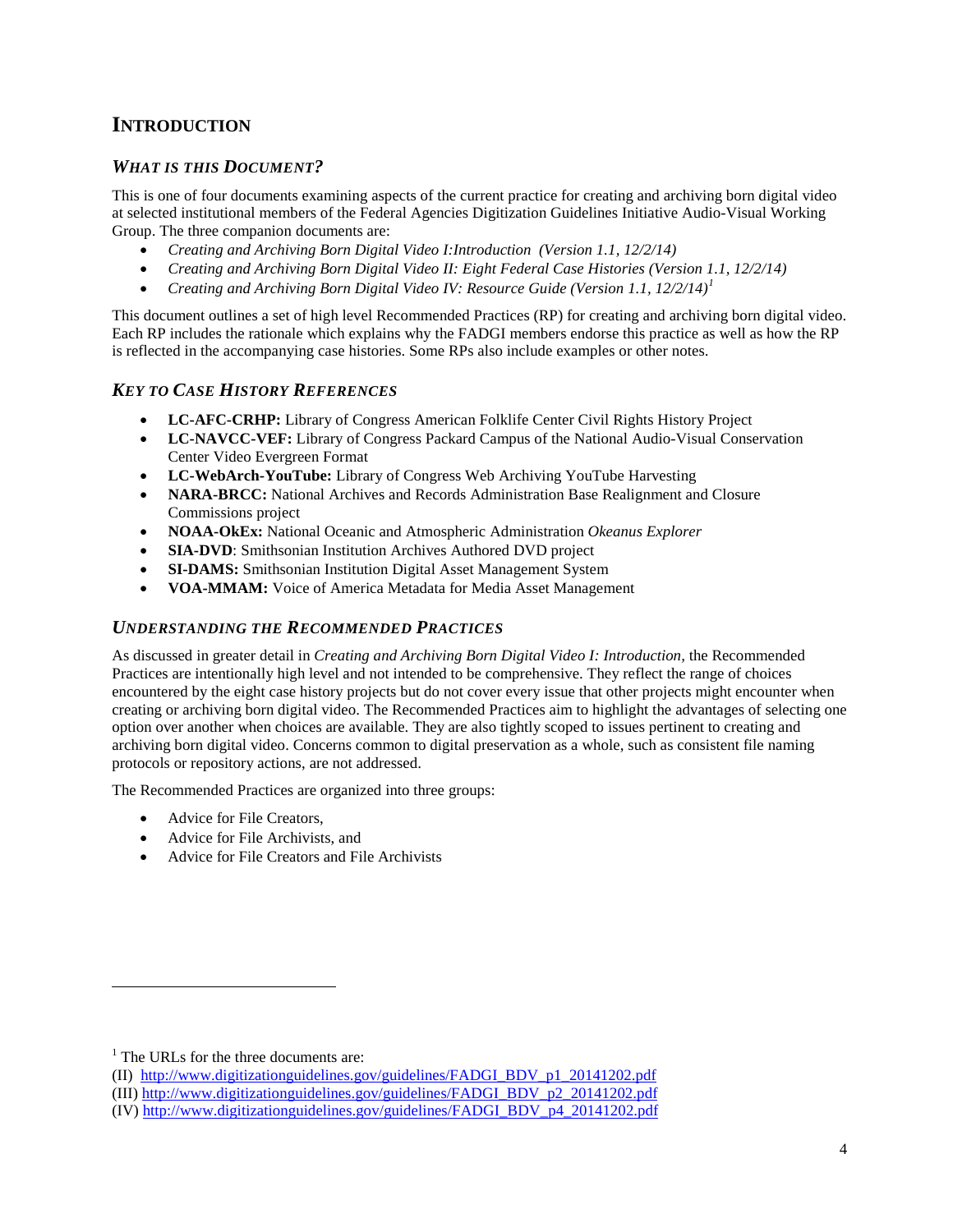## INTRODUCTION

### *WHAT IS THIS DOCUMENT?*

This is one of four documents examining aspects of the current practice for creating and archiving born digital video at selected institutional members of the Federal Agencies Digitization Guidelines Initiative Audio-Visual Working Group. The three companion documents are:

- *Creating and Archiving Born Digital Video I:Introduction (Version 1.1, 12/2/14)*
- *Creating and Archiving Born Digital Video II: Eight Federal Case Histories (Version 1.1, 12/2/14)*
- *Creating and Archiving Born Digital Video IV: Resource Guide (Version 1.1, 12/2/14)*[1]

This document outlines a set of high level Recommended Practices (RP) for creating and archiving born digital video. Each RP includes the rationale which explains why the FADGI members endorse this practice as well as how the RP is reflected in the accompanying case histories. Some RPs also include examples or other notes.

### *KEY TO CASE HISTORY REFERENCES*

- **LC-AFC-CRHP:** Library of Congress American Folklife Center Civil Rights History Project
- **LC-NAVCC-VEF:** Library of Congress Packard Campus of the National Audio-Visual Conservation Center Video Evergreen Format
- **LC-WebArch-YouTube:** Library of Congress Web Archiving YouTube Harvesting
- **NARA-BRCC:** National Archives and Records Administration Base Realignment and Closure Commissions project
- **NOAA-OkEx:** National Oceanic and Atmospheric Administration *Okeanus Explorer*
- **SIA-DVD**: Smithsonian Institution Archives Authored DVD project
- **SI-DAMS:** Smithsonian Institution Digital Asset Management System
- **VOA-MMAM:** Voice of America Metadata for Media Asset Management

### *UNDERSTANDING THE RECOMMENDED PRACTICES*

As discussed in greater detail in *Creating and Archiving Born Digital Video I: Introduction,* the Recommended Practices are intentionally high level and not intended to be comprehensive. They reflect the range of choices encountered by the eight case history projects but do not cover every issue that other projects might encounter when creating or archiving born digital video. The Recommended Practices aim to highlight the advantages of selecting one option over another when choices are available. They are also tightly scoped to issues pertinent to creating and archiving born digital video. Concerns common to digital preservation as a whole, such as consistent file naming protocols or repository actions, are not addressed.

The Recommended Practices are organized into three groups:

- Advice for File Creators,
- Advice for File Archivists, and
- Advice for File Creators and File Archivists

---

[1] The URLs for the three documents are:
(II) http://www.digitizationguidelines.gov/guidelines/FADGI_BDV_p1_20141202.pdf
(III) http://www.digitizationguidelines.gov/guidelines/FADGI_BDV_p2_20141202.pdf
(IV) http://www.digitizationguidelines.gov/guidelines/FADGI_BDV_p4_20141202.pdf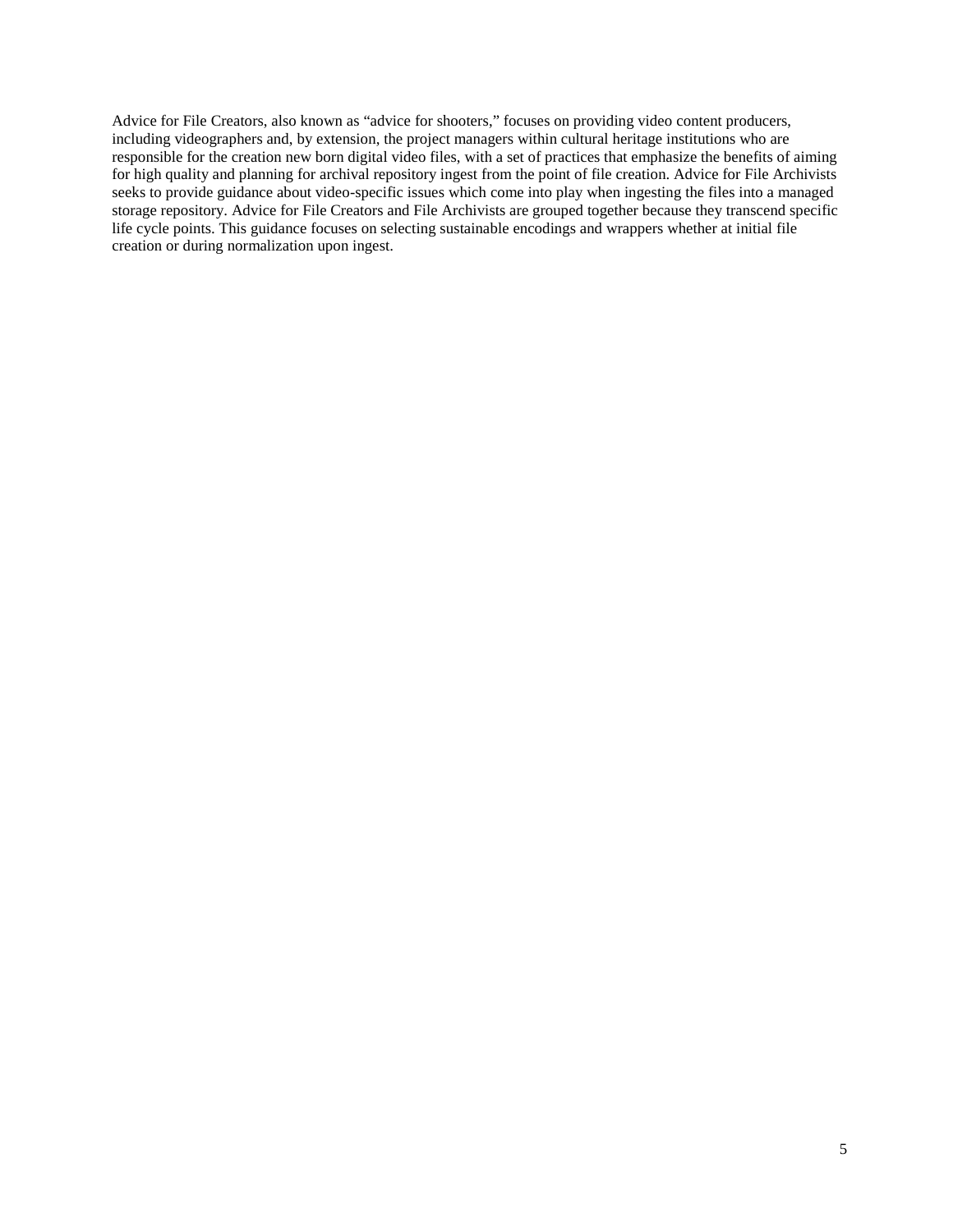Advice for File Creators, also known as "advice for shooters," focuses on providing video content producers, including videographers and, by extension, the project managers within cultural heritage institutions who are responsible for the creation new born digital video files, with a set of practices that emphasize the benefits of aiming for high quality and planning for archival repository ingest from the point of file creation. Advice for File Archivists seeks to provide guidance about video-specific issues which come into play when ingesting the files into a managed storage repository. Advice for File Creators and File Archivists are grouped together because they transcend specific life cycle points. This guidance focuses on selecting sustainable encodings and wrappers whether at initial file creation or during normalization upon ingest.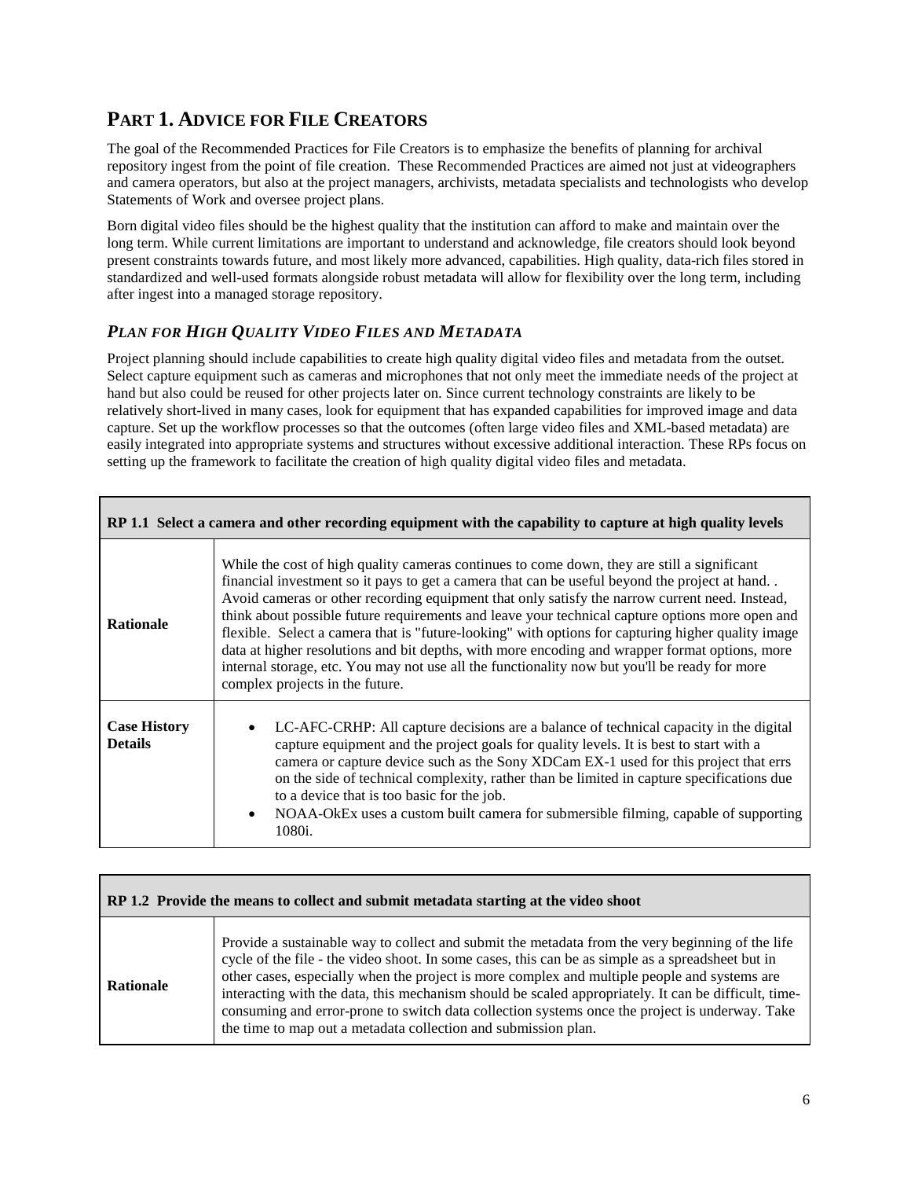# PART 1. ADVICE FOR FILE CREATORS

The goal of the Recommended Practices for File Creators is to emphasize the benefits of planning for archival repository ingest from the point of file creation. These Recommended Practices are aimed not just at videographers and camera operators, but also at the project managers, archivists, metadata specialists and technologists who develop Statements of Work and oversee project plans.

Born digital video files should be the highest quality that the institution can afford to make and maintain over the long term. While current limitations are important to understand and acknowledge, file creators should look beyond present constraints towards future, and most likely more advanced, capabilities. High quality, data-rich files stored in standardized and well-used formats alongside robust metadata will allow for flexibility over the long term, including after ingest into a managed storage repository.

## *PLAN FOR HIGH QUALITY VIDEO FILES AND METADATA*

Project planning should include capabilities to create high quality digital video files and metadata from the outset. Select capture equipment such as cameras and microphones that not only meet the immediate needs of the project at hand but also could be reused for other projects later on. Since current technology constraints are likely to be relatively short-lived in many cases, look for equipment that has expanded capabilities for improved image and data capture. Set up the workflow processes so that the outcomes (often large video files and XML-based metadata) are easily integrated into appropriate systems and structures without excessive additional interaction. These RPs focus on setting up the framework to facilitate the creation of high quality digital video files and metadata.

| **RP 1.1 Select a camera and other recording equipment with the capability to capture at high quality levels** | |
|---|---|
| **Rationale** | While the cost of high quality cameras continues to come down, they are still a significant financial investment so it pays to get a camera that can be useful beyond the project at hand. . Avoid cameras or other recording equipment that only satisfy the narrow current need. Instead, think about possible future requirements and leave your technical capture options more open and flexible. Select a camera that is "future-looking" with options for capturing higher quality image data at higher resolutions and bit depths, with more encoding and wrapper format options, more internal storage, etc. You may not use all the functionality now but you'll be ready for more complex projects in the future. |
| **Case History Details** | • LC-AFC-CRHP: All capture decisions are a balance of technical capacity in the digital capture equipment and the project goals for quality levels. It is best to start with a camera or capture device such as the Sony XDCam EX-1 used for this project that errs on the side of technical complexity, rather than be limited in capture specifications due to a device that is too basic for the job.<br>• NOAA-OkEx uses a custom built camera for submersible filming, capable of supporting 1080i. |

| **RP 1.2 Provide the means to collect and submit metadata starting at the video shoot** | |
|---|---|
| **Rationale** | Provide a sustainable way to collect and submit the metadata from the very beginning of the life cycle of the file - the video shoot. In some cases, this can be as simple as a spreadsheet but in other cases, especially when the project is more complex and multiple people and systems are interacting with the data, this mechanism should be scaled appropriately. It can be difficult, time-consuming and error-prone to switch data collection systems once the project is underway. Take the time to map out a metadata collection and submission plan. |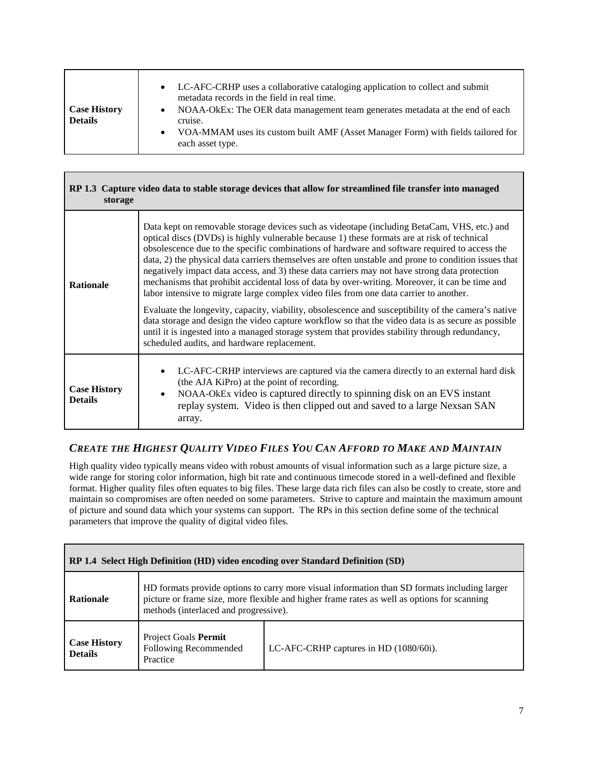| | |
|---|---|
| **Case History Details** | • LC-AFC-CRHP uses a collaborative cataloging application to collect and submit metadata records in the field in real time.<br>• NOAA-OkEx: The OER data management team generates metadata at the end of each cruise.<br>• VOA-MMAM uses its custom built AMF (Asset Manager Form) with fields tailored for each asset type. |

| **RP 1.3 Capture video data to stable storage devices that allow for streamlined file transfer into managed storage** | |
|---|---|
| **Rationale** | Data kept on removable storage devices such as videotape (including BetaCam, VHS, etc.) and optical discs (DVDs) is highly vulnerable because 1) these formats are at risk of technical obsolescence due to the specific combinations of hardware and software required to access the data, 2) the physical data carriers themselves are often unstable and prone to condition issues that negatively impact data access, and 3) these data carriers may not have strong data protection mechanisms that prohibit accidental loss of data by over-writing. Moreover, it can be time and labor intensive to migrate large complex video files from one data carrier to another.<br><br>Evaluate the longevity, capacity, viability, obsolescence and susceptibility of the camera's native data storage and design the video capture workflow so that the video data is as secure as possible until it is ingested into a managed storage system that provides stability through redundancy, scheduled audits, and hardware replacement. |
| **Case History Details** | • LC-AFC-CRHP interviews are captured via the camera directly to an external hard disk (the AJA KiPro) at the point of recording.<br>• NOAA-OkEx video is captured directly to spinning disk on an EVS instant replay system. Video is then clipped out and saved to a large Nexsan SAN array. |

## *CREATE THE HIGHEST QUALITY VIDEO FILES YOU CAN AFFORD TO MAKE AND MAINTAIN*

High quality video typically means video with robust amounts of visual information such as a large picture size, a wide range for storing color information, high bit rate and continuous timecode stored in a well-defined and flexible format. Higher quality files often equates to big files. These large data rich files can also be costly to create, store and maintain so compromises are often needed on some parameters. Strive to capture and maintain the maximum amount of picture and sound data which your systems can support. The RPs in this section define some of the technical parameters that improve the quality of digital video files.

| **RP 1.4 Select High Definition (HD) video encoding over Standard Definition (SD)** | | |
|---|---|---|
| **Rationale** | HD formats provide options to carry more visual information than SD formats including larger picture or frame size, more flexible and higher frame rates as well as options for scanning methods (interlaced and progressive). | |
| **Case History Details** | Project Goals **Permit** Following Recommended Practice | LC-AFC-CRHP captures in HD (1080/60i). |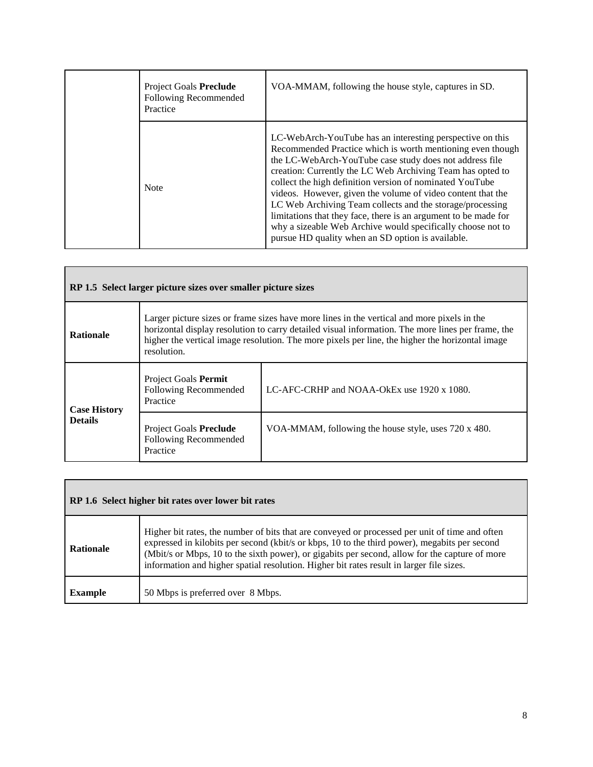| | | |
|---|---|---|
| | Project Goals **Preclude** Following Recommended Practice | VOA-MMAM, following the house style, captures in SD. |
| | Note | LC-WebArch-YouTube has an interesting perspective on this Recommended Practice which is worth mentioning even though the LC-WebArch-YouTube case study does not address file creation: Currently the LC Web Archiving Team has opted to collect the high definition version of nominated YouTube videos. However, given the volume of video content that the LC Web Archiving Team collects and the storage/processing limitations that they face, there is an argument to be made for why a sizeable Web Archive would specifically choose not to pursue HD quality when an SD option is available. |

| **RP 1.5 Select larger picture sizes over smaller picture sizes** | | |
|---|---|---|
| **Rationale** | Larger picture sizes or frame sizes have more lines in the vertical and more pixels in the horizontal display resolution to carry detailed visual information. The more lines per frame, the higher the vertical image resolution. The more pixels per line, the higher the horizontal image resolution. | |
| **Case History Details** | Project Goals **Permit** Following Recommended Practice | LC-AFC-CRHP and NOAA-OkEx use 1920 x 1080. |
| | Project Goals **Preclude** Following Recommended Practice | VOA-MMAM, following the house style, uses 720 x 480. |

| **RP 1.6 Select higher bit rates over lower bit rates** | |
|---|---|
| **Rationale** | Higher bit rates, the number of bits that are conveyed or processed per unit of time and often expressed in kilobits per second (kbit/s or kbps, 10 to the third power), megabits per second (Mbit/s or Mbps, 10 to the sixth power), or gigabits per second, allow for the capture of more information and higher spatial resolution. Higher bit rates result in larger file sizes. |
| **Example** | 50 Mbps is preferred over 8 Mbps. |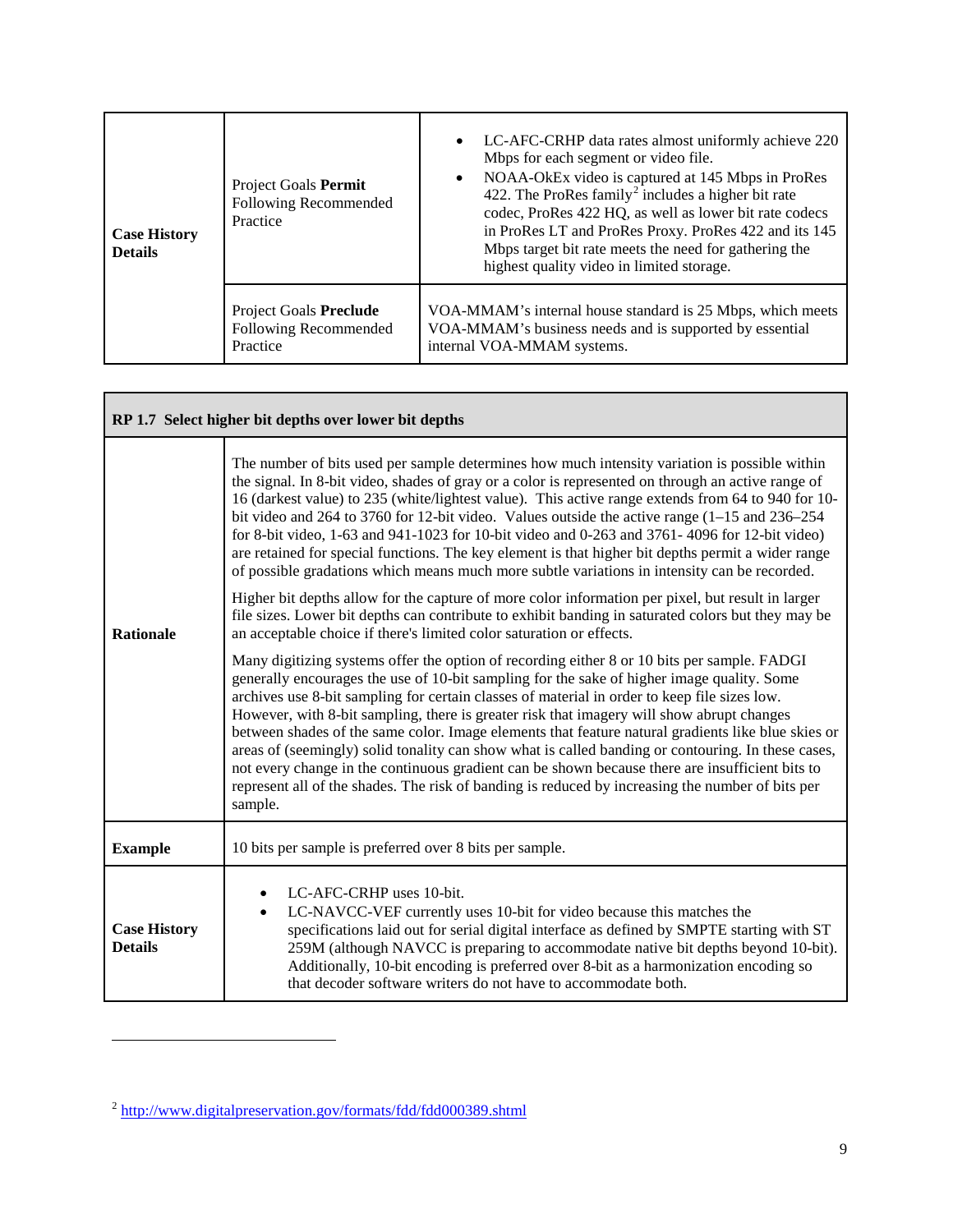| Case History Details | Project Goals **Permit** Following Recommended Practice | • LC-AFC-CRHP data rates almost uniformly achieve 220 Mbps for each segment or video file.<br>• NOAA-OkEx video is captured at 145 Mbps in ProRes 422. The ProRes family[2] includes a higher bit rate codec, ProRes 422 HQ, as well as lower bit rate codecs in ProRes LT and ProRes Proxy. ProRes 422 and its 145 Mbps target bit rate meets the need for gathering the highest quality video in limited storage. |
|---|---|---|
| | Project Goals **Preclude** Following Recommended Practice | VOA-MMAM's internal house standard is 25 Mbps, which meets VOA-MMAM's business needs and is supported by essential internal VOA-MMAM systems. |

| **RP 1.7 Select higher bit depths over lower bit depths** | |
|---|---|
| **Rationale** | The number of bits used per sample determines how much intensity variation is possible within the signal. In 8-bit video, shades of gray or a color is represented on through an active range of 16 (darkest value) to 235 (white/lightest value). This active range extends from 64 to 940 for 10-bit video and 264 to 3760 for 12-bit video. Values outside the active range (1–15 and 236–254 for 8-bit video, 1-63 and 941-1023 for 10-bit video and 0-263 and 3761- 4096 for 12-bit video) are retained for special functions. The key element is that higher bit depths permit a wider range of possible gradations which means much more subtle variations in intensity can be recorded.<br><br>Higher bit depths allow for the capture of more color information per pixel, but result in larger file sizes. Lower bit depths can contribute to exhibit banding in saturated colors but they may be an acceptable choice if there's limited color saturation or effects.<br><br>Many digitizing systems offer the option of recording either 8 or 10 bits per sample. FADGI generally encourages the use of 10-bit sampling for the sake of higher image quality. Some archives use 8-bit sampling for certain classes of material in order to keep file sizes low. However, with 8-bit sampling, there is greater risk that imagery will show abrupt changes between shades of the same color. Image elements that feature natural gradients like blue skies or areas of (seemingly) solid tonality can show what is called banding or contouring. In these cases, not every change in the continuous gradient can be shown because there are insufficient bits to represent all of the shades. The risk of banding is reduced by increasing the number of bits per sample. |
| **Example** | 10 bits per sample is preferred over 8 bits per sample. |
| **Case History Details** | • LC-AFC-CRHP uses 10-bit.<br>• LC-NAVCC-VEF currently uses 10-bit for video because this matches the specifications laid out for serial digital interface as defined by SMPTE starting with ST 259M (although NAVCC is preparing to accommodate native bit depths beyond 10-bit). Additionally, 10-bit encoding is preferred over 8-bit as a harmonization encoding so that decoder software writers do not have to accommodate both. |

[2] http://www.digitalpreservation.gov/formats/fdd/fdd000389.shtml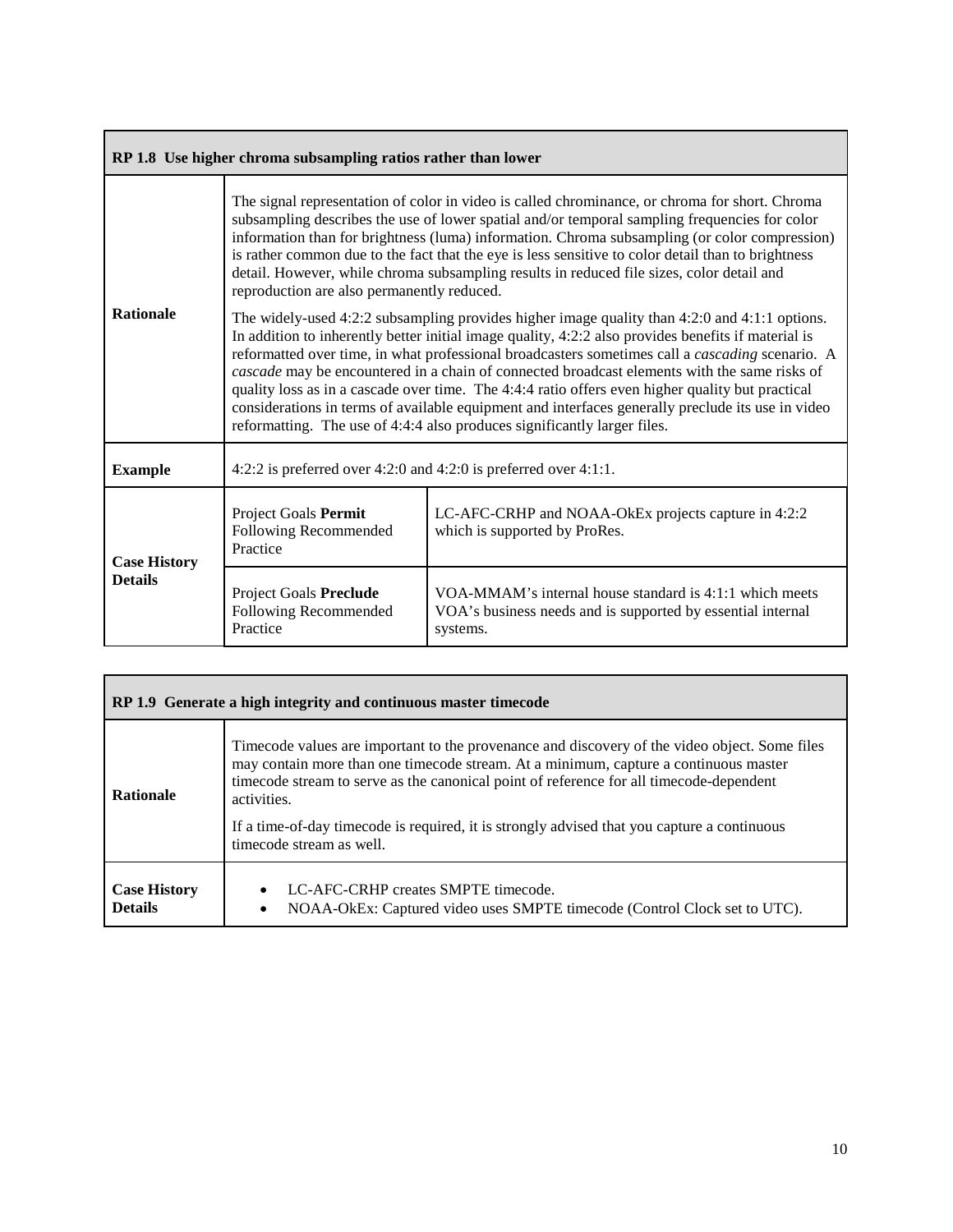| RP 1.8 Use higher chroma subsampling ratios rather than lower | | |
|---|---|---|
| **Rationale** | The signal representation of color in video is called chrominance, or chroma for short. Chroma subsampling describes the use of lower spatial and/or temporal sampling frequencies for color information than for brightness (luma) information. Chroma subsampling (or color compression) is rather common due to the fact that the eye is less sensitive to color detail than to brightness detail. However, while chroma subsampling results in reduced file sizes, color detail and reproduction are also permanently reduced.<br><br>The widely-used 4:2:2 subsampling provides higher image quality than 4:2:0 and 4:1:1 options. In addition to inherently better initial image quality, 4:2:2 also provides benefits if material is reformatted over time, in what professional broadcasters sometimes call a *cascading* scenario. A *cascade* may be encountered in a chain of connected broadcast elements with the same risks of quality loss as in a cascade over time. The 4:4:4 ratio offers even higher quality but practical considerations in terms of available equipment and interfaces generally preclude its use in video reformatting. The use of 4:4:4 also produces significantly larger files. | |
| **Example** | 4:2:2 is preferred over 4:2:0 and 4:2:0 is preferred over 4:1:1. | |
| **Case History Details** | Project Goals **Permit** Following Recommended Practice | LC-AFC-CRHP and NOAA-OkEx projects capture in 4:2:2 which is supported by ProRes. |
| | Project Goals **Preclude** Following Recommended Practice | VOA-MMAM's internal house standard is 4:1:1 which meets VOA's business needs and is supported by essential internal systems. |

| RP 1.9 Generate a high integrity and continuous master timecode | |
|---|---|
| **Rationale** | Timecode values are important to the provenance and discovery of the video object. Some files may contain more than one timecode stream. At a minimum, capture a continuous master timecode stream to serve as the canonical point of reference for all timecode-dependent activities.<br><br>If a time-of-day timecode is required, it is strongly advised that you capture a continuous timecode stream as well. |
| **Case History Details** | • LC-AFC-CRHP creates SMPTE timecode.<br>• NOAA-OkEx: Captured video uses SMPTE timecode (Control Clock set to UTC). |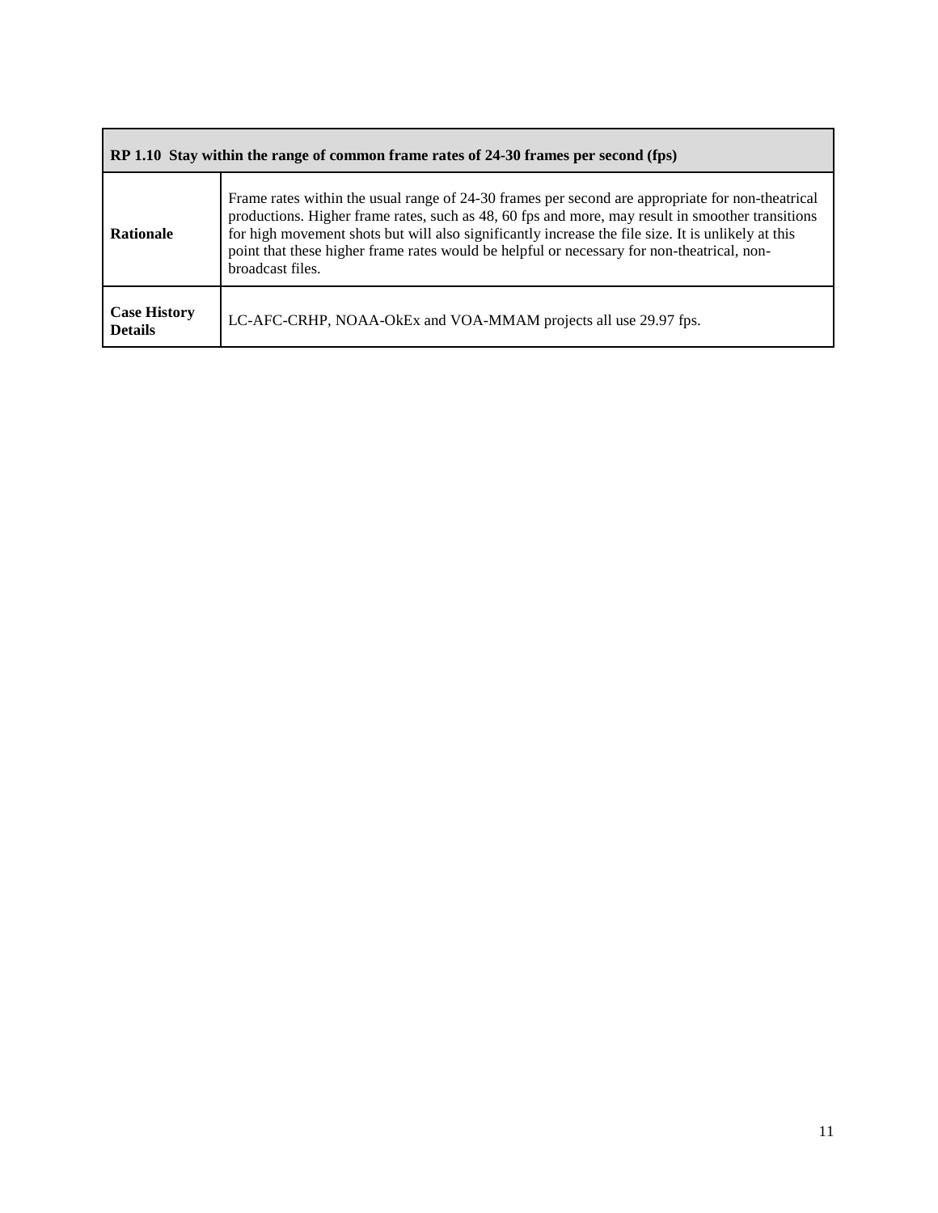| RP 1.10 Stay within the range of common frame rates of 24-30 frames per second (fps) | |
|---|---|
| **Rationale** | Frame rates within the usual range of 24-30 frames per second are appropriate for non-theatrical productions. Higher frame rates, such as 48, 60 fps and more, may result in smoother transitions for high movement shots but will also significantly increase the file size. It is unlikely at this point that these higher frame rates would be helpful or necessary for non-theatrical, non-broadcast files. |
| **Case History Details** | LC-AFC-CRHP, NOAA-OkEx and VOA-MMAM projects all use 29.97 fps. |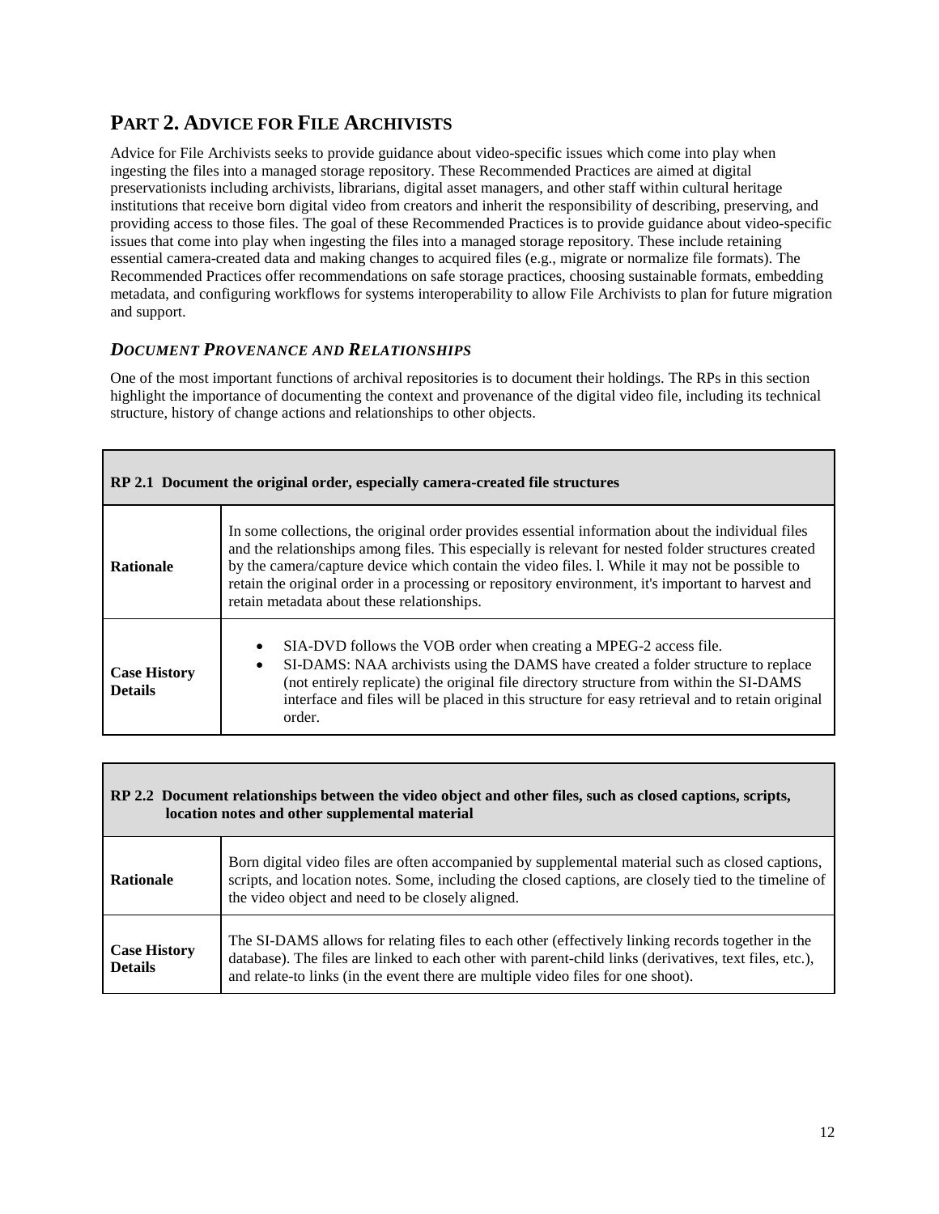# PART 2. ADVICE FOR FILE ARCHIVISTS

Advice for File Archivists seeks to provide guidance about video-specific issues which come into play when ingesting the files into a managed storage repository. These Recommended Practices are aimed at digital preservationists including archivists, librarians, digital asset managers, and other staff within cultural heritage institutions that receive born digital video from creators and inherit the responsibility of describing, preserving, and providing access to those files. The goal of these Recommended Practices is to provide guidance about video-specific issues that come into play when ingesting the files into a managed storage repository. These include retaining essential camera-created data and making changes to acquired files (e.g., migrate or normalize file formats). The Recommended Practices offer recommendations on safe storage practices, choosing sustainable formats, embedding metadata, and configuring workflows for systems interoperability to allow File Archivists to plan for future migration and support.

## *DOCUMENT PROVENANCE AND RELATIONSHIPS*

One of the most important functions of archival repositories is to document their holdings. The RPs in this section highlight the importance of documenting the context and provenance of the digital video file, including its technical structure, history of change actions and relationships to other objects.

| **RP 2.1 Document the original order, especially camera-created file structures** | |
|---|---|
| **Rationale** | In some collections, the original order provides essential information about the individual files and the relationships among files. This especially is relevant for nested folder structures created by the camera/capture device which contain the video files. l. While it may not be possible to retain the original order in a processing or repository environment, it's important to harvest and retain metadata about these relationships. |
| **Case History Details** | • SIA-DVD follows the VOB order when creating a MPEG-2 access file.<br>• SI-DAMS: NAA archivists using the DAMS have created a folder structure to replace (not entirely replicate) the original file directory structure from within the SI-DAMS interface and files will be placed in this structure for easy retrieval and to retain original order. |

| **RP 2.2 Document relationships between the video object and other files, such as closed captions, scripts, location notes and other supplemental material** | |
|---|---|
| **Rationale** | Born digital video files are often accompanied by supplemental material such as closed captions, scripts, and location notes. Some, including the closed captions, are closely tied to the timeline of the video object and need to be closely aligned. |
| **Case History Details** | The SI-DAMS allows for relating files to each other (effectively linking records together in the database). The files are linked to each other with parent-child links (derivatives, text files, etc.), and relate-to links (in the event there are multiple video files for one shoot). |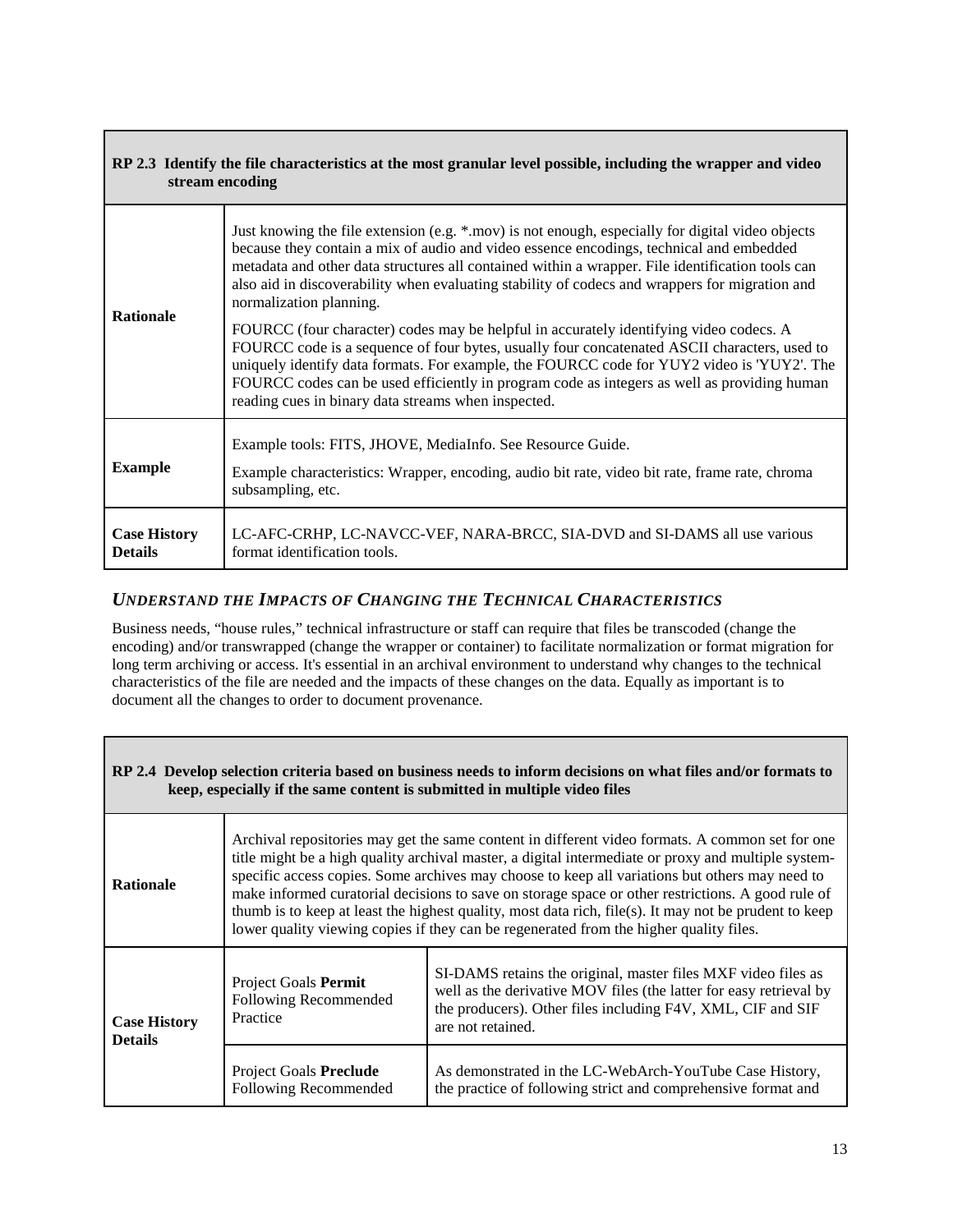| RP 2.3 Identify the file characteristics at the most granular level possible, including the wrapper and video stream encoding | |
|---|---|
| **Rationale** | Just knowing the file extension (e.g. *.mov) is not enough, especially for digital video objects because they contain a mix of audio and video essence encodings, technical and embedded metadata and other data structures all contained within a wrapper. File identification tools can also aid in discoverability when evaluating stability of codecs and wrappers for migration and normalization planning.<br><br>FOURCC (four character) codes may be helpful in accurately identifying video codecs. A FOURCC code is a sequence of four bytes, usually four concatenated ASCII characters, used to uniquely identify data formats. For example, the FOURCC code for YUY2 video is 'YUY2'. The FOURCC codes can be used efficiently in program code as integers as well as providing human reading cues in binary data streams when inspected. |
| **Example** | Example tools: FITS, JHOVE, MediaInfo. See Resource Guide.<br><br>Example characteristics: Wrapper, encoding, audio bit rate, video bit rate, frame rate, chroma subsampling, etc. |
| **Case History Details** | LC-AFC-CRHP, LC-NAVCC-VEF, NARA-BRCC, SIA-DVD and SI-DAMS all use various format identification tools. |

### *Understand the Impacts of Changing the Technical Characteristics*

Business needs, "house rules," technical infrastructure or staff can require that files be transcoded (change the encoding) and/or transwrapped (change the wrapper or container) to facilitate normalization or format migration for long term archiving or access. It's essential in an archival environment to understand why changes to the technical characteristics of the file are needed and the impacts of these changes on the data. Equally as important is to document all the changes to order to document provenance.

| RP 2.4 Develop selection criteria based on business needs to inform decisions on what files and/or formats to keep, especially if the same content is submitted in multiple video files | | |
|---|---|---|
| **Rationale** | Archival repositories may get the same content in different video formats. A common set for one title might be a high quality archival master, a digital intermediate or proxy and multiple system-specific access copies. Some archives may choose to keep all variations but others may need to make informed curatorial decisions to save on storage space or other restrictions. A good rule of thumb is to keep at least the highest quality, most data rich, file(s). It may not be prudent to keep lower quality viewing copies if they can be regenerated from the higher quality files. | |
| **Case History Details** | Project Goals **Permit** Following Recommended Practice | SI-DAMS retains the original, master files MXF video files as well as the derivative MOV files (the latter for easy retrieval by the producers). Other files including F4V, XML, CIF and SIF are not retained. |
| | Project Goals **Preclude** Following Recommended | As demonstrated in the LC-WebArch-YouTube Case History, the practice of following strict and comprehensive format and |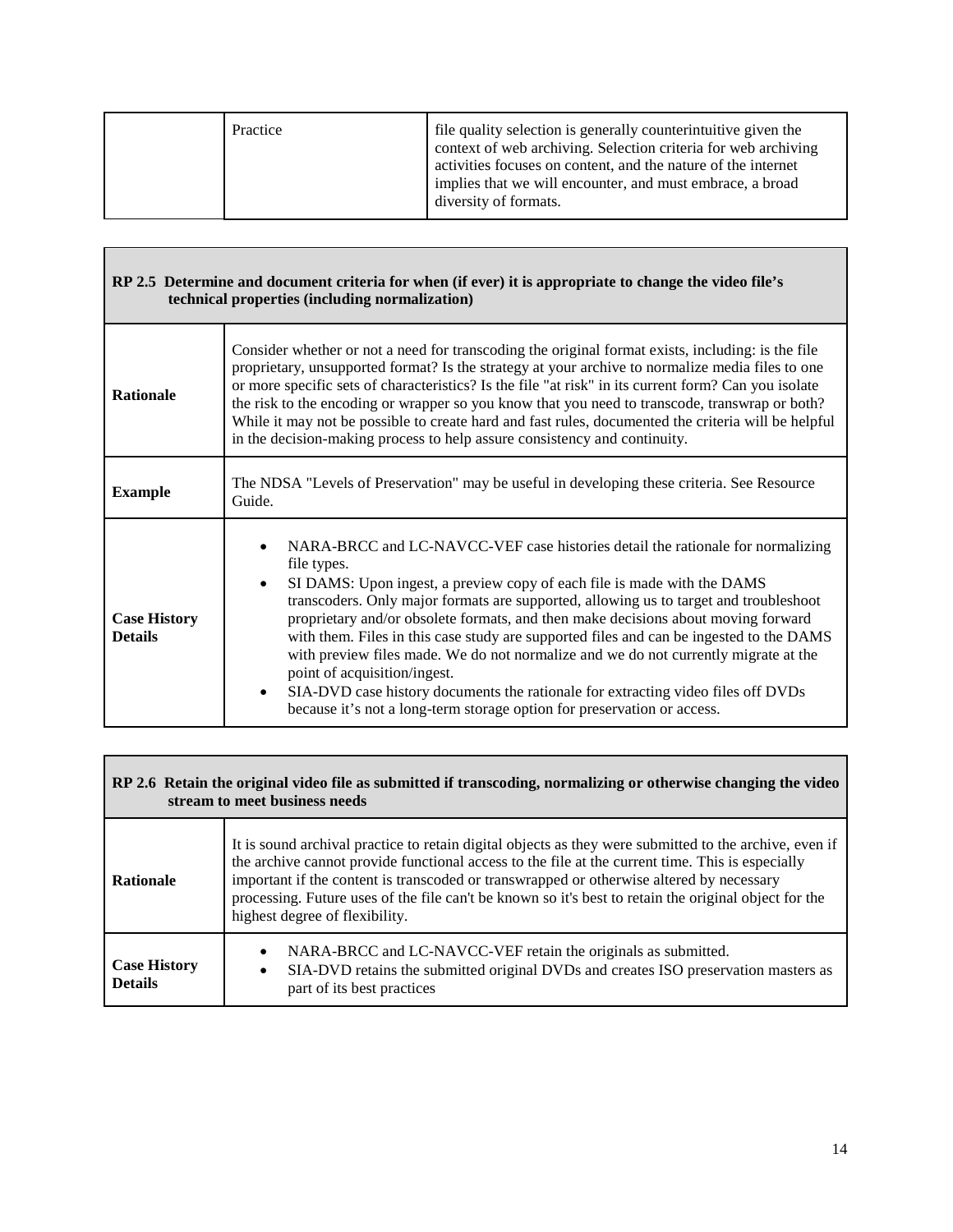| | Practice | file quality selection is generally counterintuitive given the context of web archiving. Selection criteria for web archiving activities focuses on content, and the nature of the internet implies that we will encounter, and must embrace, a broad diversity of formats. |
|---|---|---|

| **RP 2.5 Determine and document criteria for when (if ever) it is appropriate to change the video file's technical properties (including normalization)** | |
|---|---|
| **Rationale** | Consider whether or not a need for transcoding the original format exists, including: is the file proprietary, unsupported format? Is the strategy at your archive to normalize media files to one or more specific sets of characteristics? Is the file "at risk" in its current form? Can you isolate the risk to the encoding or wrapper so you know that you need to transcode, transwrap or both? While it may not be possible to create hard and fast rules, documented the criteria will be helpful in the decision-making process to help assure consistency and continuity. |
| **Example** | The NDSA "Levels of Preservation" may be useful in developing these criteria. See Resource Guide. |
| **Case History Details** | • NARA-BRCC and LC-NAVCC-VEF case histories detail the rationale for normalizing file types.<br>• SI DAMS: Upon ingest, a preview copy of each file is made with the DAMS transcoders. Only major formats are supported, allowing us to target and troubleshoot proprietary and/or obsolete formats, and then make decisions about moving forward with them. Files in this case study are supported files and can be ingested to the DAMS with preview files made. We do not normalize and we do not currently migrate at the point of acquisition/ingest.<br>• SIA-DVD case history documents the rationale for extracting video files off DVDs because it's not a long-term storage option for preservation or access. |

| **RP 2.6 Retain the original video file as submitted if transcoding, normalizing or otherwise changing the video stream to meet business needs** | |
|---|---|
| **Rationale** | It is sound archival practice to retain digital objects as they were submitted to the archive, even if the archive cannot provide functional access to the file at the current time. This is especially important if the content is transcoded or transwrapped or otherwise altered by necessary processing. Future uses of the file can't be known so it's best to retain the original object for the highest degree of flexibility. |
| **Case History Details** | • NARA-BRCC and LC-NAVCC-VEF retain the originals as submitted.<br>• SIA-DVD retains the submitted original DVDs and creates ISO preservation masters as part of its best practices |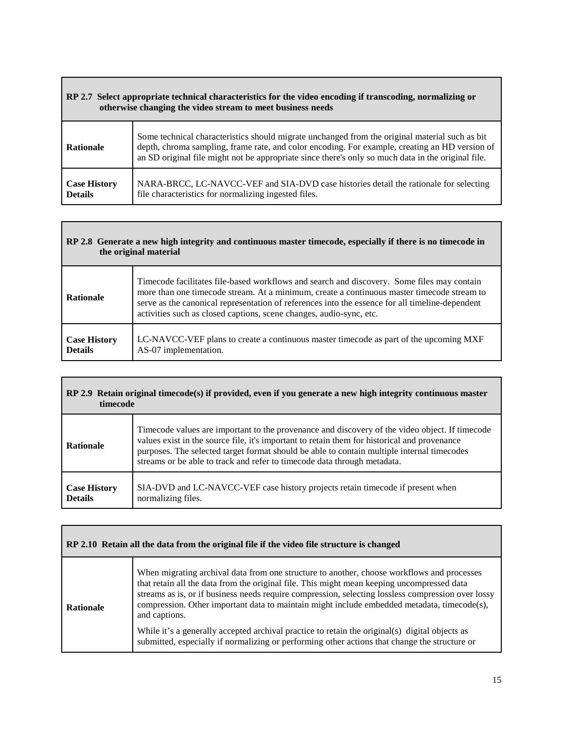| RP 2.7 Select appropriate technical characteristics for the video encoding if transcoding, normalizing or otherwise changing the video stream to meet business needs | |
|---|---|
| **Rationale** | Some technical characteristics should migrate unchanged from the original material such as bit depth, chroma sampling, frame rate, and color encoding. For example, creating an HD version of an SD original file might not be appropriate since there's only so much data in the original file. |
| **Case History Details** | NARA-BRCC, LC-NAVCC-VEF and SIA-DVD case histories detail the rationale for selecting file characteristics for normalizing ingested files. |

| RP 2.8 Generate a new high integrity and continuous master timecode, especially if there is no timecode in the original material | |
|---|---|
| **Rationale** | Timecode facilitates file-based workflows and search and discovery. Some files may contain more than one timecode stream. At a minimum, create a continuous master timecode stream to serve as the canonical representation of references into the essence for all timeline-dependent activities such as closed captions, scene changes, audio-sync, etc. |
| **Case History Details** | LC-NAVCC-VEF plans to create a continuous master timecode as part of the upcoming MXF AS-07 implementation. |

| RP 2.9 Retain original timecode(s) if provided, even if you generate a new high integrity continuous master timecode | |
|---|---|
| **Rationale** | Timecode values are important to the provenance and discovery of the video object. If timecode values exist in the source file, it's important to retain them for historical and provenance purposes. The selected target format should be able to contain multiple internal timecodes streams or be able to track and refer to timecode data through metadata. |
| **Case History Details** | SIA-DVD and LC-NAVCC-VEF case history projects retain timecode if present when normalizing files. |

| RP 2.10 Retain all the data from the original file if the video file structure is changed | |
|---|---|
| **Rationale** | When migrating archival data from one structure to another, choose workflows and processes that retain all the data from the original file. This might mean keeping uncompressed data streams as is, or if business needs require compression, selecting lossless compression over lossy compression. Other important data to maintain might include embedded metadata, timecode(s), and captions.<br><br>While it's a generally accepted archival practice to retain the original(s) digital objects as submitted, especially if normalizing or performing other actions that change the structure or |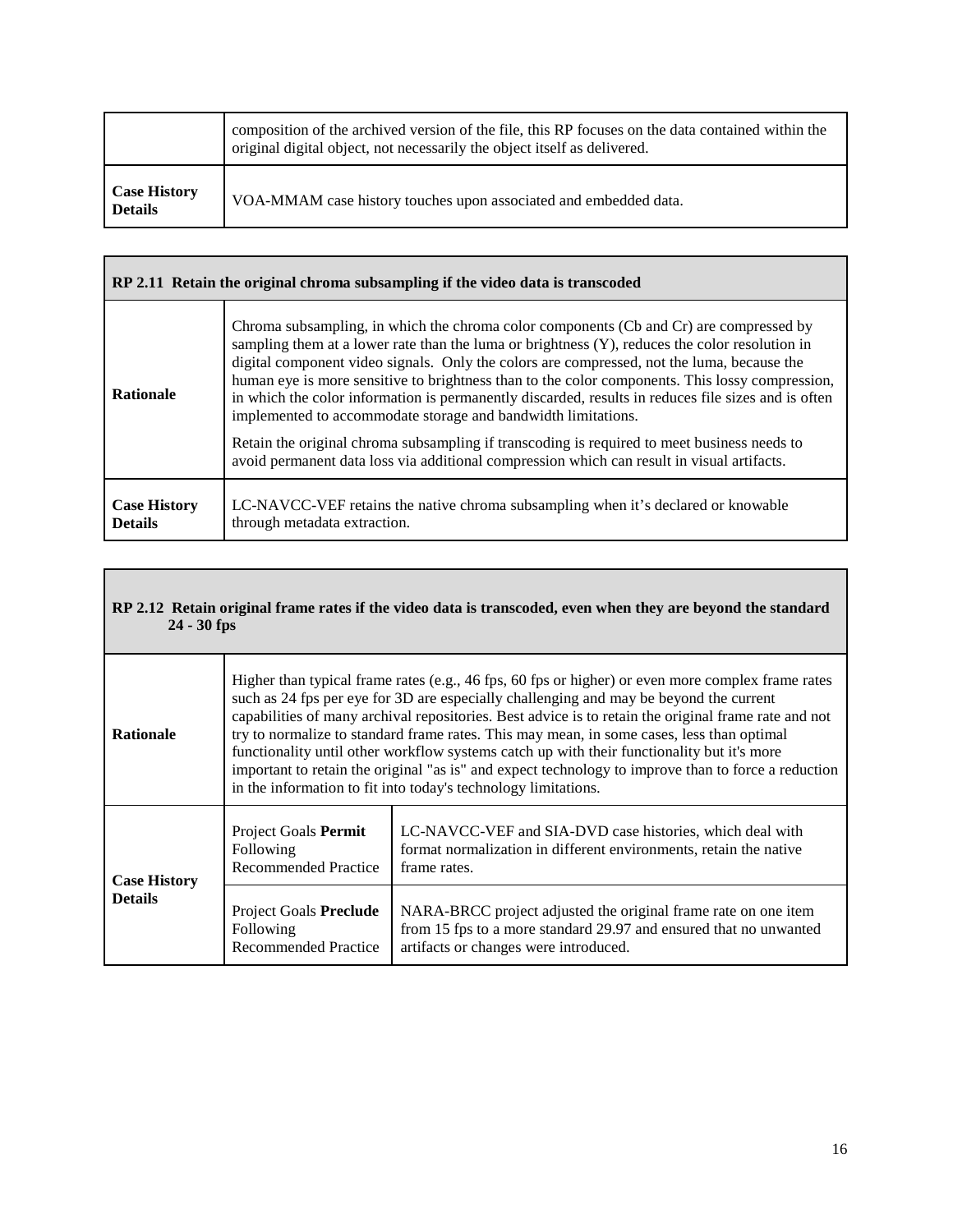| | |
|---|---|
| | composition of the archived version of the file, this RP focuses on the data contained within the original digital object, not necessarily the object itself as delivered. |
| **Case History Details** | VOA-MMAM case history touches upon associated and embedded data. |

| **RP 2.11 Retain the original chroma subsampling if the video data is transcoded** | |
|---|---|
| **Rationale** | Chroma subsampling, in which the chroma color components (Cb and Cr) are compressed by sampling them at a lower rate than the luma or brightness (Y), reduces the color resolution in digital component video signals. Only the colors are compressed, not the luma, because the human eye is more sensitive to brightness than to the color components. This lossy compression, in which the color information is permanently discarded, results in reduces file sizes and is often implemented to accommodate storage and bandwidth limitations.<br><br>Retain the original chroma subsampling if transcoding is required to meet business needs to avoid permanent data loss via additional compression which can result in visual artifacts. |
| **Case History Details** | LC-NAVCC-VEF retains the native chroma subsampling when it's declared or knowable through metadata extraction. |

| **RP 2.12 Retain original frame rates if the video data is transcoded, even when they are beyond the standard 24 - 30 fps** | | |
|---|---|---|
| **Rationale** | Higher than typical frame rates (e.g., 46 fps, 60 fps or higher) or even more complex frame rates such as 24 fps per eye for 3D are especially challenging and may be beyond the current capabilities of many archival repositories. Best advice is to retain the original frame rate and not try to normalize to standard frame rates. This may mean, in some cases, less than optimal functionality until other workflow systems catch up with their functionality but it's more important to retain the original "as is" and expect technology to improve than to force a reduction in the information to fit into today's technology limitations. | |
| **Case History Details** | Project Goals **Permit** Following Recommended Practice | LC-NAVCC-VEF and SIA-DVD case histories, which deal with format normalization in different environments, retain the native frame rates. |
| | Project Goals **Preclude** Following Recommended Practice | NARA-BRCC project adjusted the original frame rate on one item from 15 fps to a more standard 29.97 and ensured that no unwanted artifacts or changes were introduced. |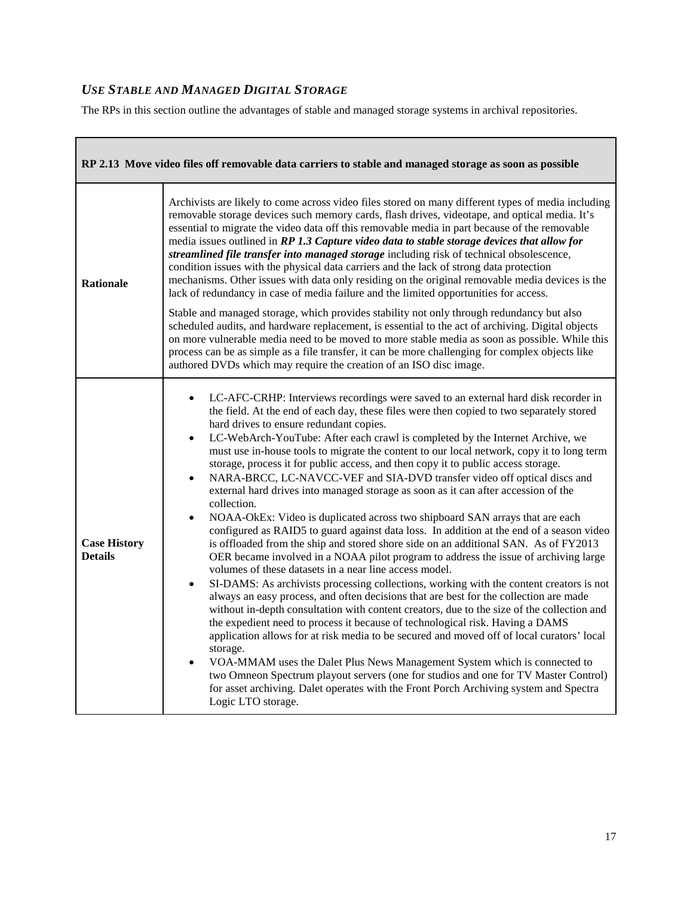## *USE STABLE AND MANAGED DIGITAL STORAGE*

The RPs in this section outline the advantages of stable and managed storage systems in archival repositories.

| **RP 2.13 Move video files off removable data carriers to stable and managed storage as soon as possible** | |
|---|---|
| **Rationale** | Archivists are likely to come across video files stored on many different types of media including removable storage devices such memory cards, flash drives, videotape, and optical media. It's essential to migrate the video data off this removable media in part because of the removable media issues outlined in ***RP 1.3 Capture video data to stable storage devices that allow for streamlined file transfer into managed storage*** including risk of technical obsolescence, condition issues with the physical data carriers and the lack of strong data protection mechanisms. Other issues with data only residing on the original removable media devices is the lack of redundancy in case of media failure and the limited opportunities for access.<br><br>Stable and managed storage, which provides stability not only through redundancy but also scheduled audits, and hardware replacement, is essential to the act of archiving. Digital objects on more vulnerable media need to be moved to more stable media as soon as possible. While this process can be as simple as a file transfer, it can be more challenging for complex objects like authored DVDs which may require the creation of an ISO disc image. |
| **Case History Details** | • LC-AFC-CRHP: Interviews recordings were saved to an external hard disk recorder in the field. At the end of each day, these files were then copied to two separately stored hard drives to ensure redundant copies.<br>• LC-WebArch-YouTube: After each crawl is completed by the Internet Archive, we must use in-house tools to migrate the content to our local network, copy it to long term storage, process it for public access, and then copy it to public access storage.<br>• NARA-BRCC, LC-NAVCC-VEF and SIA-DVD transfer video off optical discs and external hard drives into managed storage as soon as it can after accession of the collection.<br>• NOAA-OkEx: Video is duplicated across two shipboard SAN arrays that are each configured as RAID5 to guard against data loss. In addition at the end of a season video is offloaded from the ship and stored shore side on an additional SAN. As of FY2013 OER became involved in a NOAA pilot program to address the issue of archiving large volumes of these datasets in a near line access model.<br>• SI-DAMS: As archivists processing collections, working with the content creators is not always an easy process, and often decisions that are best for the collection are made without in-depth consultation with content creators, due to the size of the collection and the expedient need to process it because of technological risk. Having a DAMS application allows for at risk media to be secured and moved off of local curators' local storage.<br>• VOA-MMAM uses the Dalet Plus News Management System which is connected to two Omneon Spectrum playout servers (one for studios and one for TV Master Control) for asset archiving. Dalet operates with the Front Porch Archiving system and Spectra Logic LTO storage. |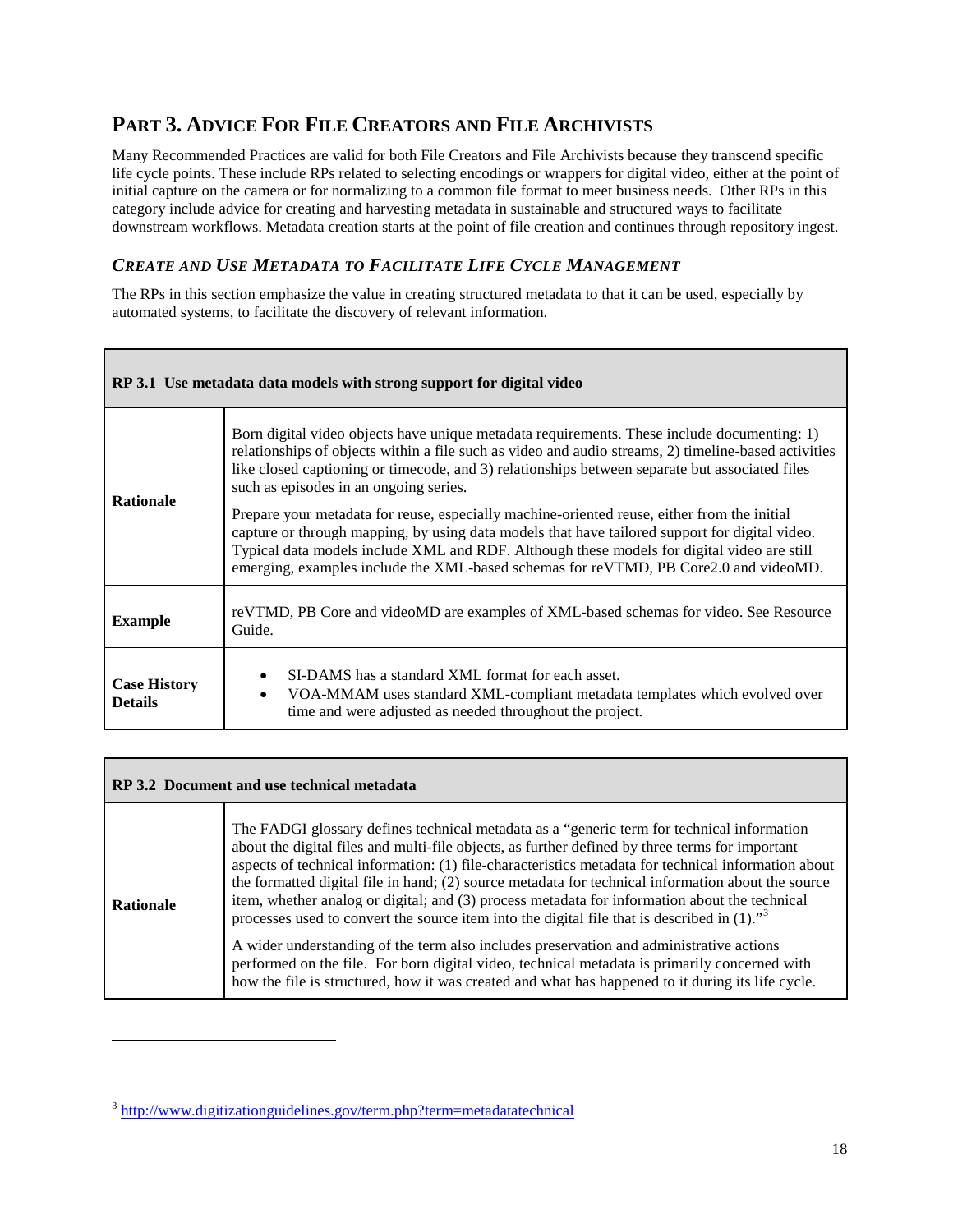## PART 3. ADVICE FOR FILE CREATORS AND FILE ARCHIVISTS

Many Recommended Practices are valid for both File Creators and File Archivists because they transcend specific life cycle points. These include RPs related to selecting encodings or wrappers for digital video, either at the point of initial capture on the camera or for normalizing to a common file format to meet business needs. Other RPs in this category include advice for creating and harvesting metadata in sustainable and structured ways to facilitate downstream workflows. Metadata creation starts at the point of file creation and continues through repository ingest.

### *CREATE AND USE METADATA TO FACILITATE LIFE CYCLE MANAGEMENT*

The RPs in this section emphasize the value in creating structured metadata to that it can be used, especially by automated systems, to facilitate the discovery of relevant information.

| **RP 3.1 Use metadata data models with strong support for digital video** | |
|---|---|
| **Rationale** | Born digital video objects have unique metadata requirements. These include documenting: 1) relationships of objects within a file such as video and audio streams, 2) timeline-based activities like closed captioning or timecode, and 3) relationships between separate but associated files such as episodes in an ongoing series.<br><br>Prepare your metadata for reuse, especially machine-oriented reuse, either from the initial capture or through mapping, by using data models that have tailored support for digital video. Typical data models include XML and RDF. Although these models for digital video are still emerging, examples include the XML-based schemas for reVTMD, PB Core2.0 and videoMD. |
| **Example** | reVTMD, PB Core and videoMD are examples of XML-based schemas for video. See Resource Guide. |
| **Case History Details** | • SI-DAMS has a standard XML format for each asset.<br>• VOA-MMAM uses standard XML-compliant metadata templates which evolved over time and were adjusted as needed throughout the project. |

| **RP 3.2 Document and use technical metadata** | |
|---|---|
| **Rationale** | The FADGI glossary defines technical metadata as a "generic term for technical information about the digital files and multi-file objects, as further defined by three terms for important aspects of technical information: (1) file-characteristics metadata for technical information about the formatted digital file in hand; (2) source metadata for technical information about the source item, whether analog or digital; and (3) process metadata for information about the technical processes used to convert the source item into the digital file that is described in (1)."[3]<br><br>A wider understanding of the term also includes preservation and administrative actions performed on the file. For born digital video, technical metadata is primarily concerned with how the file is structured, how it was created and what has happened to it during its life cycle. |

[3] http://www.digitizationguidelines.gov/term.php?term=metadatatechnical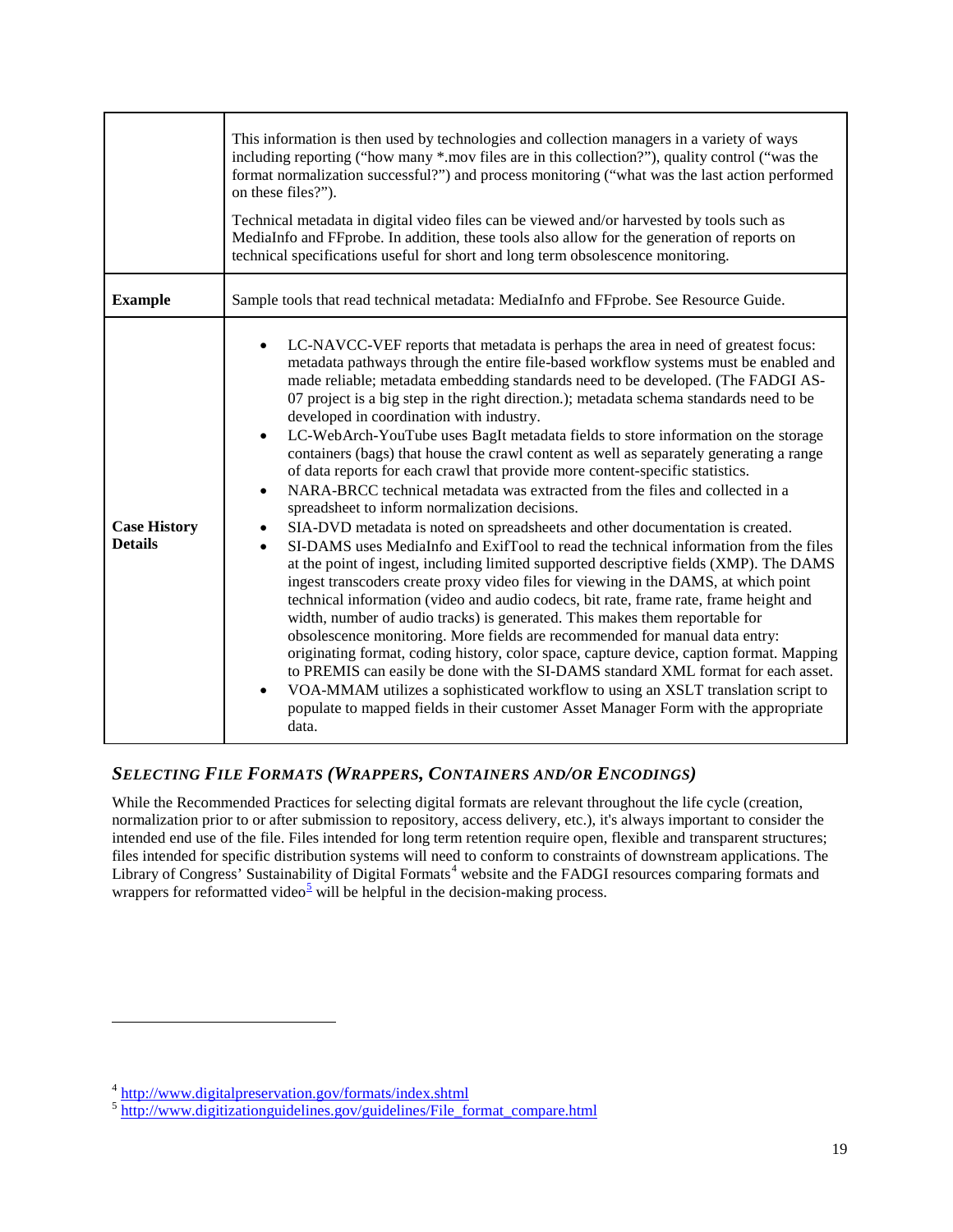| | |
|---|---|
| | This information is then used by technologies and collection managers in a variety of ways including reporting ("how many *.mov files are in this collection?"), quality control ("was the format normalization successful?") and process monitoring ("what was the last action performed on these files?").<br><br>Technical metadata in digital video files can be viewed and/or harvested by tools such as MediaInfo and FFprobe. In addition, these tools also allow for the generation of reports on technical specifications useful for short and long term obsolescence monitoring. |
| **Example** | Sample tools that read technical metadata: MediaInfo and FFprobe. See Resource Guide. |
| **Case History Details** | • LC-NAVCC-VEF reports that metadata is perhaps the area in need of greatest focus: metadata pathways through the entire file-based workflow systems must be enabled and made reliable; metadata embedding standards need to be developed. (The FADGI AS-07 project is a big step in the right direction.); metadata schema standards need to be developed in coordination with industry.<br>• LC-WebArch-YouTube uses BagIt metadata fields to store information on the storage containers (bags) that house the crawl content as well as separately generating a range of data reports for each crawl that provide more content-specific statistics.<br>• NARA-BRCC technical metadata was extracted from the files and collected in a spreadsheet to inform normalization decisions.<br>• SIA-DVD metadata is noted on spreadsheets and other documentation is created.<br>• SI-DAMS uses MediaInfo and ExifTool to read the technical information from the files at the point of ingest, including limited supported descriptive fields (XMP). The DAMS ingest transcoders create proxy video files for viewing in the DAMS, at which point technical information (video and audio codecs, bit rate, frame rate, frame height and width, number of audio tracks) is generated. This makes them reportable for obsolescence monitoring. More fields are recommended for manual data entry: originating format, coding history, color space, capture device, caption format. Mapping to PREMIS can easily be done with the SI-DAMS standard XML format for each asset.<br>• VOA-MMAM utilizes a sophisticated workflow to using an XSLT translation script to populate to mapped fields in their customer Asset Manager Form with the appropriate data. |

### *Selecting File Formats (Wrappers, Containers and/or Encodings)*

While the Recommended Practices for selecting digital formats are relevant throughout the life cycle (creation, normalization prior to or after submission to repository, access delivery, etc.), it's always important to consider the intended end use of the file. Files intended for long term retention require open, flexible and transparent structures; files intended for specific distribution systems will need to conform to constraints of downstream applications. The Library of Congress' Sustainability of Digital Formats[4] website and the FADGI resources comparing formats and wrappers for reformatted video[5] will be helpful in the decision-making process.

[4] http://www.digitalpreservation.gov/formats/index.shtml

[5] http://www.digitizationguidelines.gov/guidelines/File_format_compare.html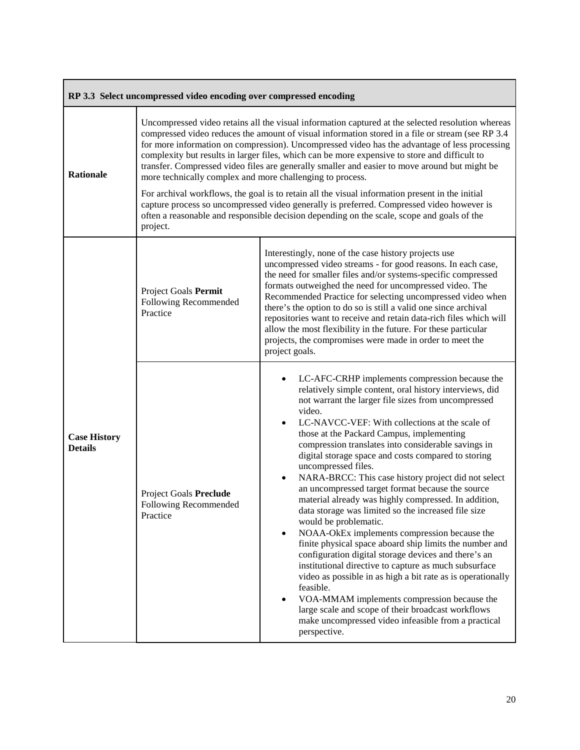| RP 3.3 Select uncompressed video encoding over compressed encoding | | |
|---|---|---|
| **Rationale** | Uncompressed video retains all the visual information captured at the selected resolution whereas compressed video reduces the amount of visual information stored in a file or stream (see RP 3.4 for more information on compression). Uncompressed video has the advantage of less processing complexity but results in larger files, which can be more expensive to store and difficult to transfer. Compressed video files are generally smaller and easier to move around but might be more technically complex and more challenging to process.<br><br>For archival workflows, the goal is to retain all the visual information present in the initial capture process so uncompressed video generally is preferred. Compressed video however is often a reasonable and responsible decision depending on the scale, scope and goals of the project. | |
| **Case History Details** | Project Goals **Permit** Following Recommended Practice | Interestingly, none of the case history projects use uncompressed video streams - for good reasons. In each case, the need for smaller files and/or systems-specific compressed formats outweighed the need for uncompressed video. The Recommended Practice for selecting uncompressed video when there's the option to do so is still a valid one since archival repositories want to receive and retain data-rich files which will allow the most flexibility in the future. For these particular projects, the compromises were made in order to meet the project goals. |
| | Project Goals **Preclude** Following Recommended Practice | • LC-AFC-CRHP implements compression because the relatively simple content, oral history interviews, did not warrant the larger file sizes from uncompressed video.<br>• LC-NAVCC-VEF: With collections at the scale of those at the Packard Campus, implementing compression translates into considerable savings in digital storage space and costs compared to storing uncompressed files.<br>• NARA-BRCC: This case history project did not select an uncompressed target format because the source material already was highly compressed. In addition, data storage was limited so the increased file size would be problematic.<br>• NOAA-OkEx implements compression because the finite physical space aboard ship limits the number and configuration digital storage devices and there's an institutional directive to capture as much subsurface video as possible in as high a bit rate as is operationally feasible.<br>• VOA-MMAM implements compression because the large scale and scope of their broadcast workflows make uncompressed video infeasible from a practical perspective. |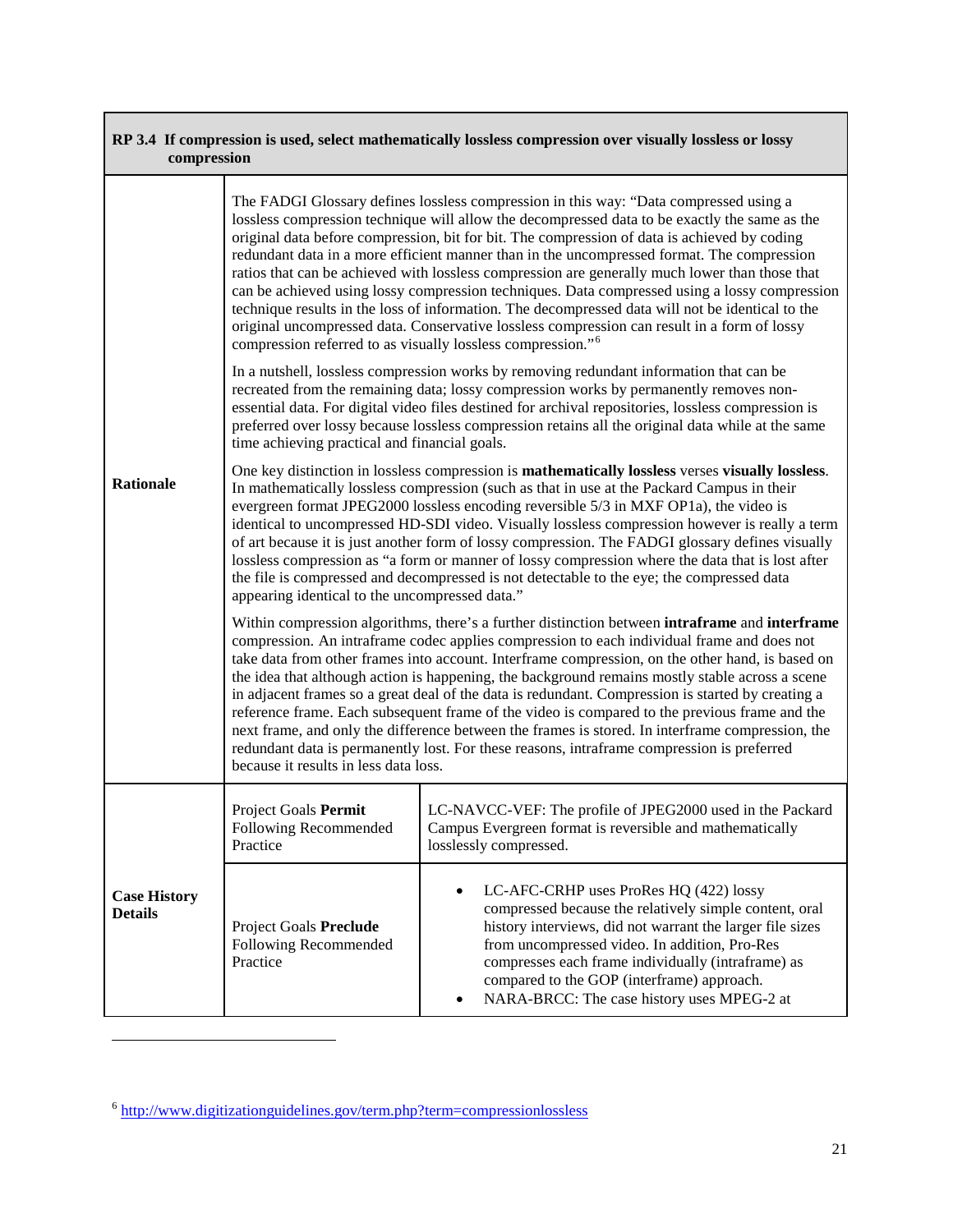| **RP 3.4 If compression is used, select mathematically lossless compression over visually lossless or lossy compression** | | |
|---|---|---|
| **Rationale** | The FADGI Glossary defines lossless compression in this way: "Data compressed using a lossless compression technique will allow the decompressed data to be exactly the same as the original data before compression, bit for bit. The compression of data is achieved by coding redundant data in a more efficient manner than in the uncompressed format. The compression ratios that can be achieved with lossless compression are generally much lower than those that can be achieved using lossy compression techniques. Data compressed using a lossy compression technique results in the loss of information. The decompressed data will not be identical to the original uncompressed data. Conservative lossless compression can result in a form of lossy compression referred to as visually lossless compression."[6]<br><br>In a nutshell, lossless compression works by removing redundant information that can be recreated from the remaining data; lossy compression works by permanently removes non-essential data. For digital video files destined for archival repositories, lossless compression is preferred over lossy because lossless compression retains all the original data while at the same time achieving practical and financial goals.<br><br>One key distinction in lossless compression is **mathematically lossless** verses **visually lossless**. In mathematically lossless compression (such as that in use at the Packard Campus in their evergreen format JPEG2000 lossless encoding reversible 5/3 in MXF OP1a), the video is identical to uncompressed HD-SDI video. Visually lossless compression however is really a term of art because it is just another form of lossy compression. The FADGI glossary defines visually lossless compression as "a form or manner of lossy compression where the data that is lost after the file is compressed and decompressed is not detectable to the eye; the compressed data appearing identical to the uncompressed data."<br><br>Within compression algorithms, there's a further distinction between **intraframe** and **interframe** compression. An intraframe codec applies compression to each individual frame and does not take data from other frames into account. Interframe compression, on the other hand, is based on the idea that although action is happening, the background remains mostly stable across a scene in adjacent frames so a great deal of the data is redundant. Compression is started by creating a reference frame. Each subsequent frame of the video is compared to the previous frame and the next frame, and only the difference between the frames is stored. In interframe compression, the redundant data is permanently lost. For these reasons, intraframe compression is preferred because it results in less data loss. | |
| **Case History Details** | Project Goals **Permit** Following Recommended Practice | LC-NAVCC-VEF: The profile of JPEG2000 used in the Packard Campus Evergreen format is reversible and mathematically losslessly compressed. |
| | Project Goals **Preclude** Following Recommended Practice | • LC-AFC-CRHP uses ProRes HQ (422) lossy compressed because the relatively simple content, oral history interviews, did not warrant the larger file sizes from uncompressed video. In addition, Pro-Res compresses each frame individually (intraframe) as compared to the GOP (interframe) approach.<br>• NARA-BRCC: The case history uses MPEG-2 at |

[6] http://www.digitizationguidelines.gov/term.php?term=compressionlossless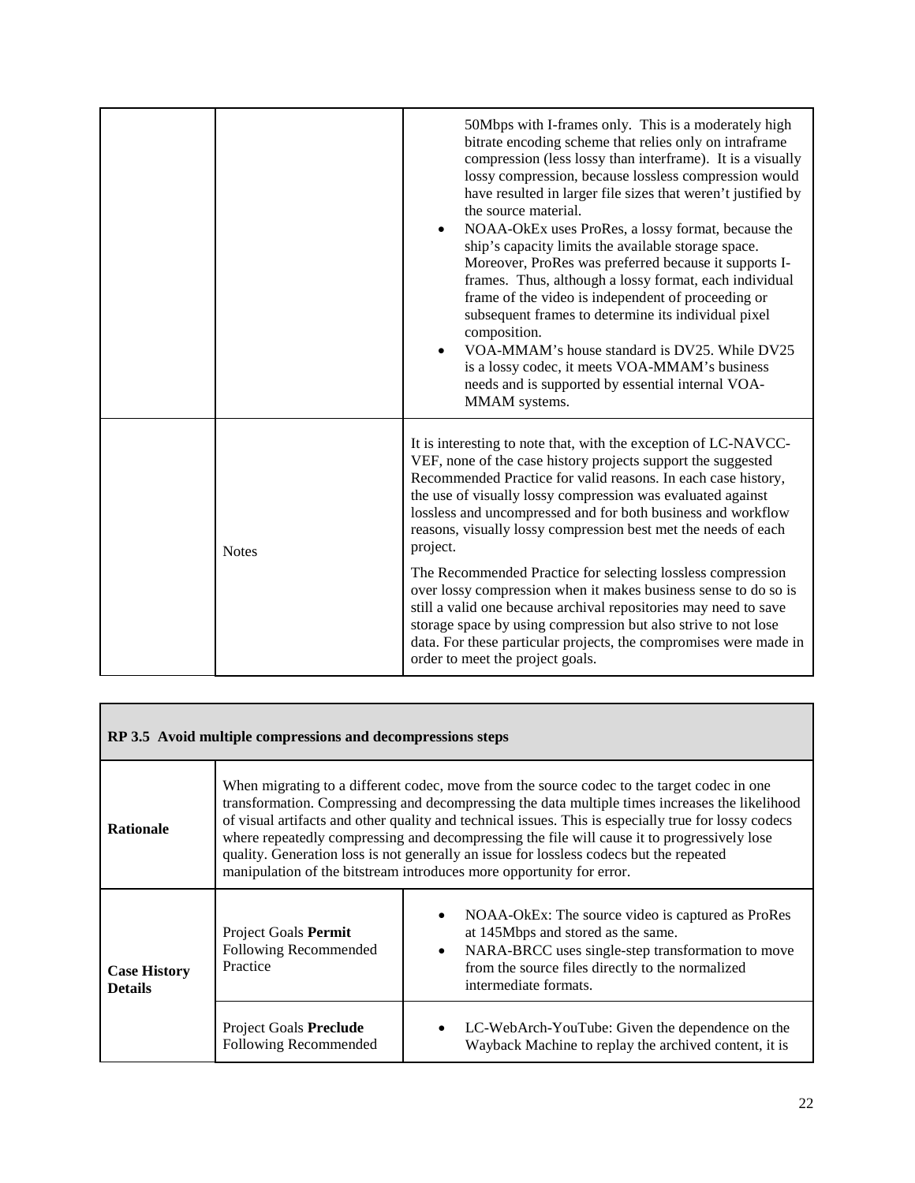| | | |
|---|---|---|
| | | 50Mbps with I-frames only. This is a moderately high bitrate encoding scheme that relies only on intraframe compression (less lossy than interframe). It is a visually lossy compression, because lossless compression would have resulted in larger file sizes that weren't justified by the source material.<br>• NOAA-OkEx uses ProRes, a lossy format, because the ship's capacity limits the available storage space. Moreover, ProRes was preferred because it supports I-frames. Thus, although a lossy format, each individual frame of the video is independent of proceeding or subsequent frames to determine its individual pixel composition.<br>• VOA-MMAM's house standard is DV25. While DV25 is a lossy codec, it meets VOA-MMAM's business needs and is supported by essential internal VOA-MMAM systems. |
| | Notes | It is interesting to note that, with the exception of LC-NAVCC-VEF, none of the case history projects support the suggested Recommended Practice for valid reasons. In each case history, the use of visually lossy compression was evaluated against lossless and uncompressed and for both business and workflow reasons, visually lossy compression best met the needs of each project.<br><br>The Recommended Practice for selecting lossless compression over lossy compression when it makes business sense to do so is still a valid one because archival repositories may need to save storage space by using compression but also strive to not lose data. For these particular projects, the compromises were made in order to meet the project goals. |

| **RP 3.5 Avoid multiple compressions and decompressions steps** | | |
|---|---|---|
| **Rationale** | When migrating to a different codec, move from the source codec to the target codec in one transformation. Compressing and decompressing the data multiple times increases the likelihood of visual artifacts and other quality and technical issues. This is especially true for lossy codecs where repeatedly compressing and decompressing the file will cause it to progressively lose quality. Generation loss is not generally an issue for lossless codecs but the repeated manipulation of the bitstream introduces more opportunity for error. | |
| **Case History Details** | Project Goals **Permit** Following Recommended Practice | • NOAA-OkEx: The source video is captured as ProRes at 145Mbps and stored as the same.<br>• NARA-BRCC uses single-step transformation to move from the source files directly to the normalized intermediate formats. |
| | Project Goals **Preclude** Following Recommended | • LC-WebArch-YouTube: Given the dependence on the Wayback Machine to replay the archived content, it is |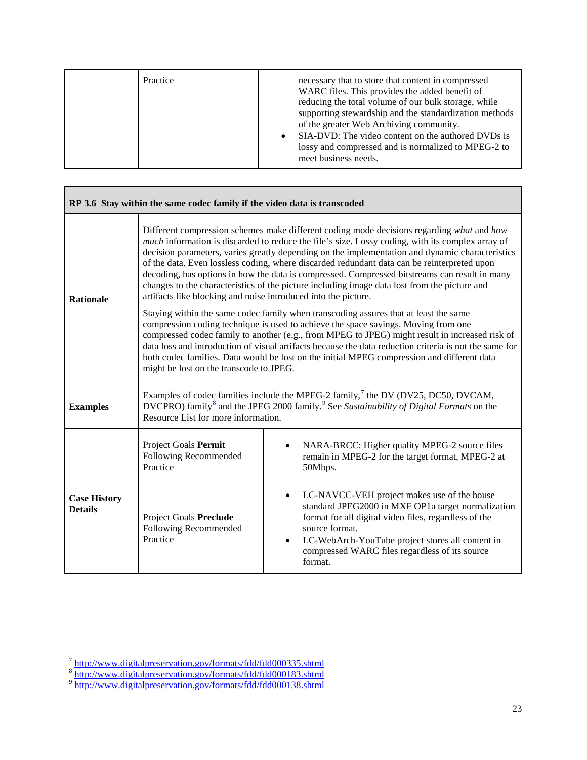| | Practice | necessary that to store that content in compressed WARC files. This provides the added benefit of reducing the total volume of our bulk storage, while supporting stewardship and the standardization methods of the greater Web Archiving community.<br>• SIA-DVD: The video content on the authored DVDs is lossy and compressed and is normalized to MPEG-2 to meet business needs. |
|---|---|---|

| **RP 3.6 Stay within the same codec family if the video data is transcoded** | | |
|---|---|---|
| **Rationale** | Different compression schemes make different coding mode decisions regarding *what* and *how much* information is discarded to reduce the file's size. Lossy coding, with its complex array of decision parameters, varies greatly depending on the implementation and dynamic characteristics of the data. Even lossless coding, where discarded redundant data can be reinterpreted upon decoding, has options in how the data is compressed. Compressed bitstreams can result in many changes to the characteristics of the picture including image data lost from the picture and artifacts like blocking and noise introduced into the picture.<br><br>Staying within the same codec family when transcoding assures that at least the same compression coding technique is used to achieve the space savings. Moving from one compressed codec family to another (e.g., from MPEG to JPEG) might result in increased risk of data loss and introduction of visual artifacts because the data reduction criteria is not the same for both codec families. Data would be lost on the initial MPEG compression and different data might be lost on the transcode to JPEG. | |
| **Examples** | Examples of codec families include the MPEG-2 family,[7] the DV (DV25, DC50, DVCAM, DVCPRO) family[8] and the JPEG 2000 family.[9] See *Sustainability of Digital Formats* on the Resource List for more information. | |
| **Case History Details** | Project Goals **Permit** Following Recommended Practice | • NARA-BRCC: Higher quality MPEG-2 source files remain in MPEG-2 for the target format, MPEG-2 at 50Mbps. |
| | Project Goals **Preclude** Following Recommended Practice | • LC-NAVCC-VEH project makes use of the house standard JPEG2000 in MXF OP1a target normalization format for all digital video files, regardless of the source format.<br>• LC-WebArch-YouTube project stores all content in compressed WARC files regardless of its source format. |

[7] http://www.digitalpreservation.gov/formats/fdd/fdd000335.shtml
[8] http://www.digitalpreservation.gov/formats/fdd/fdd000183.shtml
[9] http://www.digitalpreservation.gov/formats/fdd/fdd000138.shtml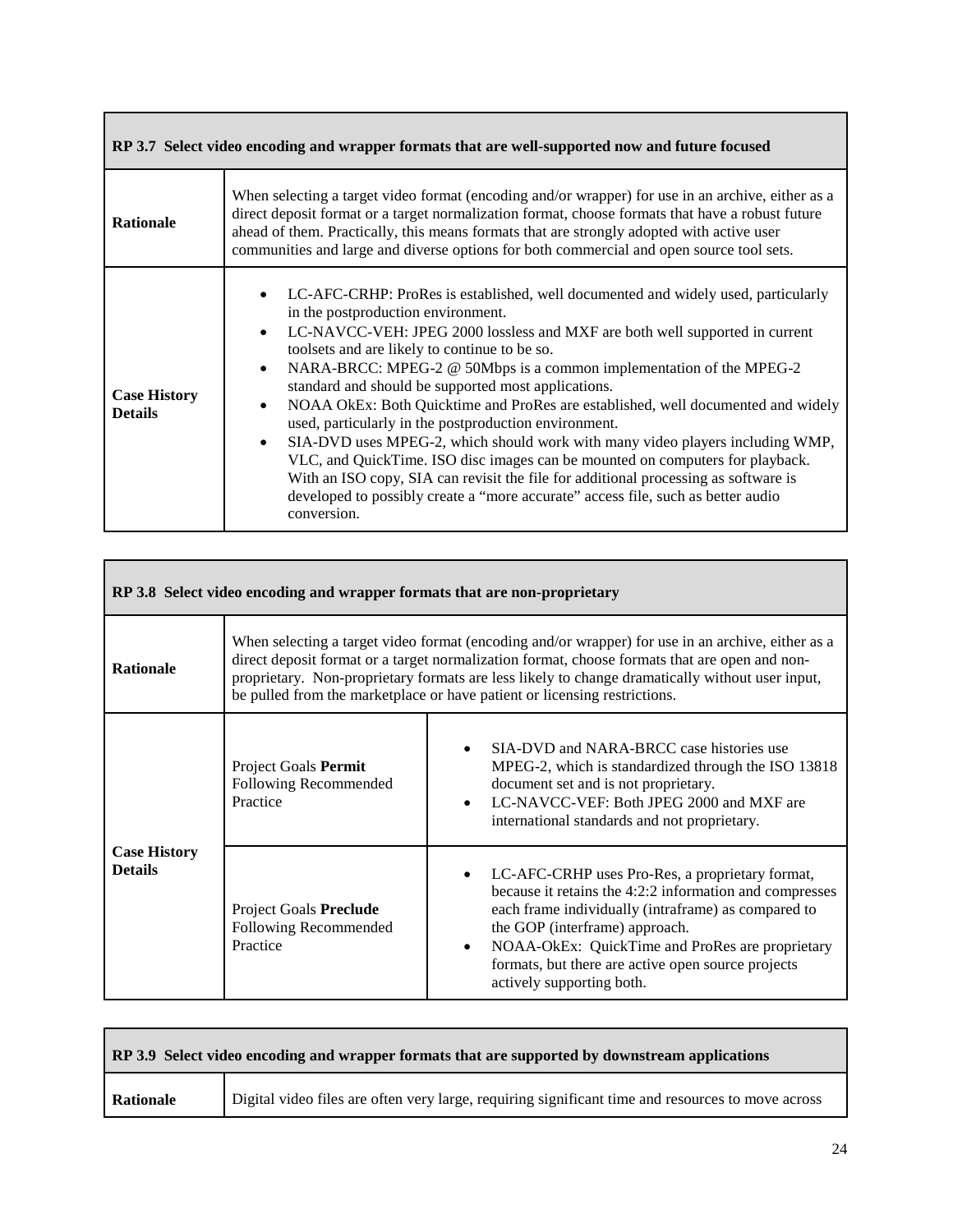| RP 3.7 Select video encoding and wrapper formats that are well-supported now and future focused | |
|---|---|
| **Rationale** | When selecting a target video format (encoding and/or wrapper) for use in an archive, either as a direct deposit format or a target normalization format, choose formats that have a robust future ahead of them. Practically, this means formats that are strongly adopted with active user communities and large and diverse options for both commercial and open source tool sets. |
| **Case History Details** | • LC-AFC-CRHP: ProRes is established, well documented and widely used, particularly in the postproduction environment.<br>• LC-NAVCC-VEH: JPEG 2000 lossless and MXF are both well supported in current toolsets and are likely to continue to be so.<br>• NARA-BRCC: MPEG-2 @ 50Mbps is a common implementation of the MPEG-2 standard and should be supported most applications.<br>• NOAA OkEx: Both Quicktime and ProRes are established, well documented and widely used, particularly in the postproduction environment.<br>• SIA-DVD uses MPEG-2, which should work with many video players including WMP, VLC, and QuickTime. ISO disc images can be mounted on computers for playback. With an ISO copy, SIA can revisit the file for additional processing as software is developed to possibly create a "more accurate" access file, such as better audio conversion. |

| RP 3.8 Select video encoding and wrapper formats that are non-proprietary | | |
|---|---|---|
| **Rationale** | When selecting a target video format (encoding and/or wrapper) for use in an archive, either as a direct deposit format or a target normalization format, choose formats that are open and non-proprietary. Non-proprietary formats are less likely to change dramatically without user input, be pulled from the marketplace or have patient or licensing restrictions. | |
| **Case History Details** | Project Goals **Permit** Following Recommended Practice | • SIA-DVD and NARA-BRCC case histories use MPEG-2, which is standardized through the ISO 13818 document set and is not proprietary.<br>• LC-NAVCC-VEF: Both JPEG 2000 and MXF are international standards and not proprietary. |
| | Project Goals **Preclude** Following Recommended Practice | • LC-AFC-CRHP uses Pro-Res, a proprietary format, because it retains the 4:2:2 information and compresses each frame individually (intraframe) as compared to the GOP (interframe) approach.<br>• NOAA-OkEx: QuickTime and ProRes are proprietary formats, but there are active open source projects actively supporting both. |

| RP 3.9 Select video encoding and wrapper formats that are supported by downstream applications | |
|---|---|
| **Rationale** | Digital video files are often very large, requiring significant time and resources to move across |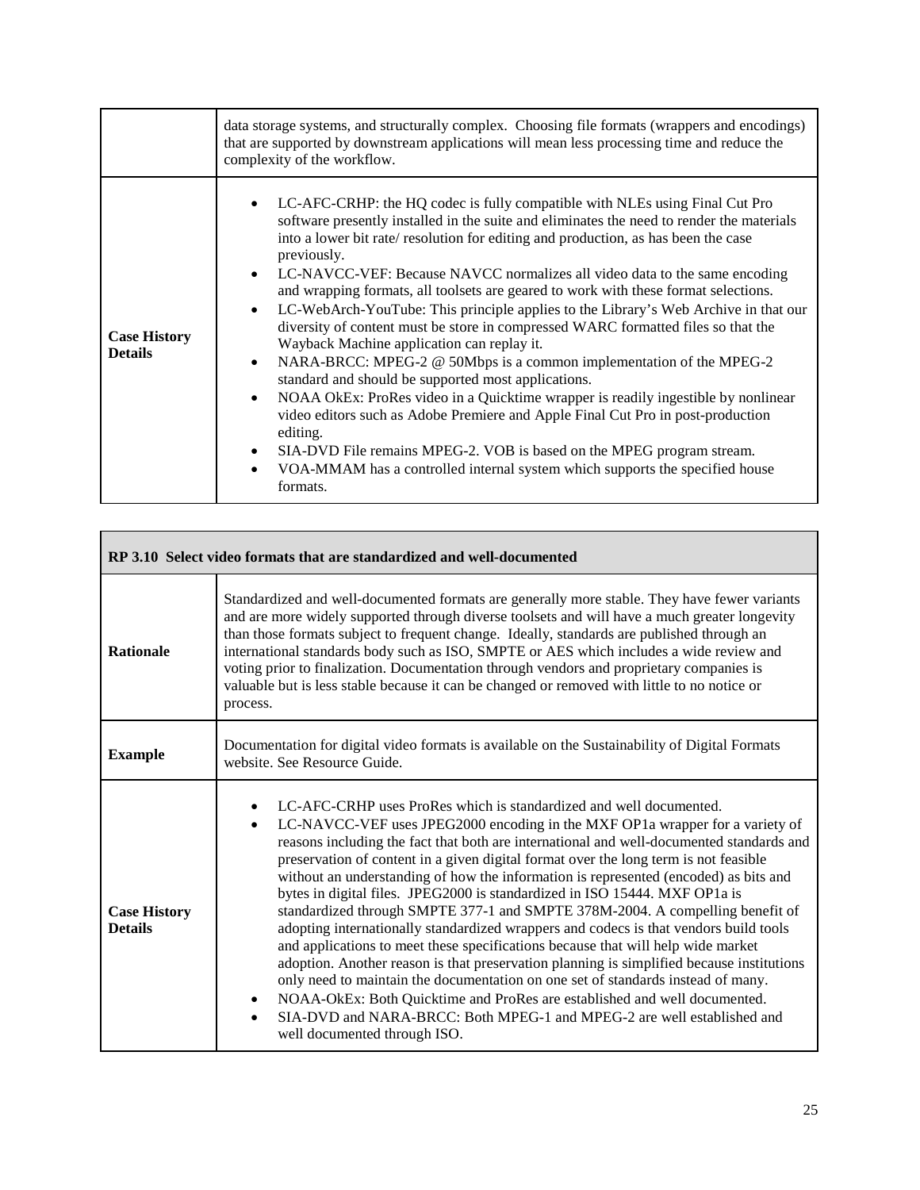| | |
|---|---|
| | data storage systems, and structurally complex. Choosing file formats (wrappers and encodings) that are supported by downstream applications will mean less processing time and reduce the complexity of the workflow. |
| **Case History Details** | • LC-AFC-CRHP: the HQ codec is fully compatible with NLEs using Final Cut Pro software presently installed in the suite and eliminates the need to render the materials into a lower bit rate/ resolution for editing and production, as has been the case previously.<br>• LC-NAVCC-VEF: Because NAVCC normalizes all video data to the same encoding and wrapping formats, all toolsets are geared to work with these format selections.<br>• LC-WebArch-YouTube: This principle applies to the Library's Web Archive in that our diversity of content must be store in compressed WARC formatted files so that the Wayback Machine application can replay it.<br>• NARA-BRCC: MPEG-2 @ 50Mbps is a common implementation of the MPEG-2 standard and should be supported most applications.<br>• NOAA OkEx: ProRes video in a Quicktime wrapper is readily ingestible by nonlinear video editors such as Adobe Premiere and Apple Final Cut Pro in post-production editing.<br>• SIA-DVD File remains MPEG-2. VOB is based on the MPEG program stream.<br>• VOA-MMAM has a controlled internal system which supports the specified house formats. |

| **RP 3.10 Select video formats that are standardized and well-documented** | |
|---|---|
| **Rationale** | Standardized and well-documented formats are generally more stable. They have fewer variants and are more widely supported through diverse toolsets and will have a much greater longevity than those formats subject to frequent change. Ideally, standards are published through an international standards body such as ISO, SMPTE or AES which includes a wide review and voting prior to finalization. Documentation through vendors and proprietary companies is valuable but is less stable because it can be changed or removed with little to no notice or process. |
| **Example** | Documentation for digital video formats is available on the Sustainability of Digital Formats website. See Resource Guide. |
| **Case History Details** | • LC-AFC-CRHP uses ProRes which is standardized and well documented.<br>• LC-NAVCC-VEF uses JPEG2000 encoding in the MXF OP1a wrapper for a variety of reasons including the fact that both are international and well-documented standards and preservation of content in a given digital format over the long term is not feasible without an understanding of how the information is represented (encoded) as bits and bytes in digital files. JPEG2000 is standardized in ISO 15444. MXF OP1a is standardized through SMPTE 377-1 and SMPTE 378M-2004. A compelling benefit of adopting internationally standardized wrappers and codecs is that vendors build tools and applications to meet these specifications because that will help wide market adoption. Another reason is that preservation planning is simplified because institutions only need to maintain the documentation on one set of standards instead of many.<br>• NOAA-OkEx: Both Quicktime and ProRes are established and well documented.<br>• SIA-DVD and NARA-BRCC: Both MPEG-1 and MPEG-2 are well established and well documented through ISO. |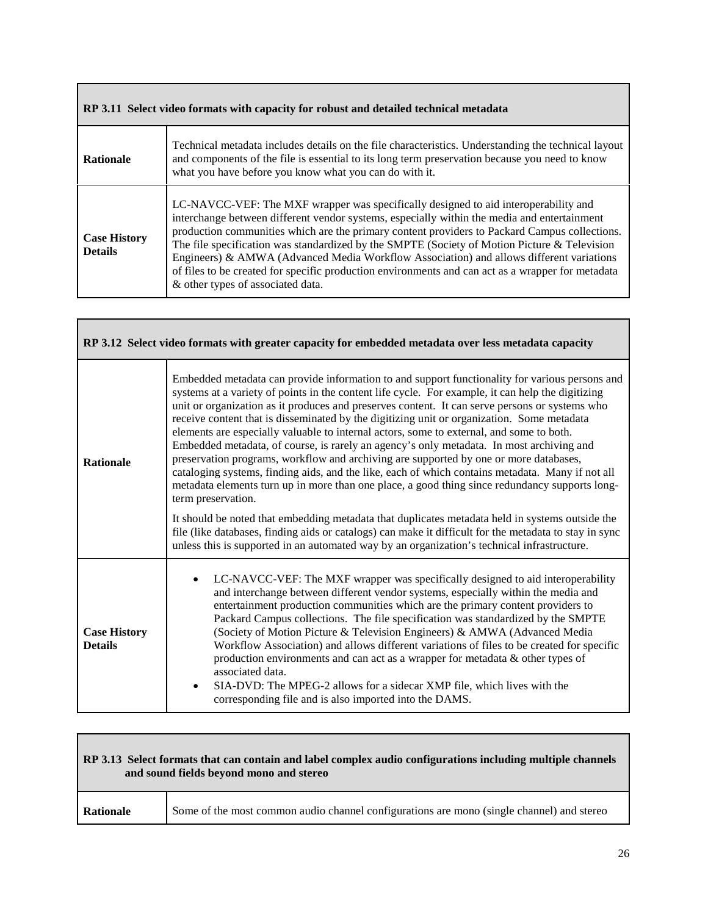| RP 3.11 Select video formats with capacity for robust and detailed technical metadata | |
|---|---|
| **Rationale** | Technical metadata includes details on the file characteristics. Understanding the technical layout and components of the file is essential to its long term preservation because you need to know what you have before you know what you can do with it. |
| **Case History Details** | LC-NAVCC-VEF: The MXF wrapper was specifically designed to aid interoperability and interchange between different vendor systems, especially within the media and entertainment production communities which are the primary content providers to Packard Campus collections. The file specification was standardized by the SMPTE (Society of Motion Picture & Television Engineers) & AMWA (Advanced Media Workflow Association) and allows different variations of files to be created for specific production environments and can act as a wrapper for metadata & other types of associated data. |

| RP 3.12 Select video formats with greater capacity for embedded metadata over less metadata capacity | |
|---|---|
| **Rationale** | Embedded metadata can provide information to and support functionality for various persons and systems at a variety of points in the content life cycle. For example, it can help the digitizing unit or organization as it produces and preserves content. It can serve persons or systems who receive content that is disseminated by the digitizing unit or organization. Some metadata elements are especially valuable to internal actors, some to external, and some to both. Embedded metadata, of course, is rarely an agency's only metadata. In most archiving and preservation programs, workflow and archiving are supported by one or more databases, cataloging systems, finding aids, and the like, each of which contains metadata. Many if not all metadata elements turn up in more than one place, a good thing since redundancy supports long-term preservation.<br><br>It should be noted that embedding metadata that duplicates metadata held in systems outside the file (like databases, finding aids or catalogs) can make it difficult for the metadata to stay in sync unless this is supported in an automated way by an organization's technical infrastructure. |
| **Case History Details** | • LC-NAVCC-VEF: The MXF wrapper was specifically designed to aid interoperability and interchange between different vendor systems, especially within the media and entertainment production communities which are the primary content providers to Packard Campus collections. The file specification was standardized by the SMPTE (Society of Motion Picture & Television Engineers) & AMWA (Advanced Media Workflow Association) and allows different variations of files to be created for specific production environments and can act as a wrapper for metadata & other types of associated data.<br>• SIA-DVD: The MPEG-2 allows for a sidecar XMP file, which lives with the corresponding file and is also imported into the DAMS. |

| RP 3.13 Select formats that can contain and label complex audio configurations including multiple channels and sound fields beyond mono and stereo | |
|---|---|
| **Rationale** | Some of the most common audio channel configurations are mono (single channel) and stereo |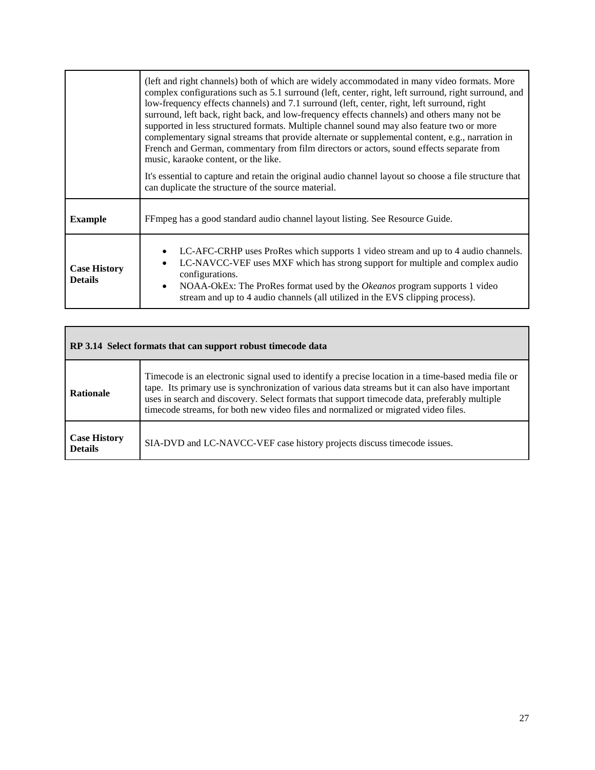| | |
|---|---|
| | (left and right channels) both of which are widely accommodated in many video formats. More complex configurations such as 5.1 surround (left, center, right, left surround, right surround, and low-frequency effects channels) and 7.1 surround (left, center, right, left surround, right surround, left back, right back, and low-frequency effects channels) and others many not be supported in less structured formats. Multiple channel sound may also feature two or more complementary signal streams that provide alternate or supplemental content, e.g., narration in French and German, commentary from film directors or actors, sound effects separate from music, karaoke content, or the like.<br><br>It's essential to capture and retain the original audio channel layout so choose a file structure that can duplicate the structure of the source material. |
| **Example** | FFmpeg has a good standard audio channel layout listing. See Resource Guide. |
| **Case History Details** | • LC-AFC-CRHP uses ProRes which supports 1 video stream and up to 4 audio channels.<br>• LC-NAVCC-VEF uses MXF which has strong support for multiple and complex audio configurations.<br>• NOAA-OkEx: The ProRes format used by the *Okeanos* program supports 1 video stream and up to 4 audio channels (all utilized in the EVS clipping process). |

| **RP 3.14 Select formats that can support robust timecode data** | |
|---|---|
| **Rationale** | Timecode is an electronic signal used to identify a precise location in a time-based media file or tape. Its primary use is synchronization of various data streams but it can also have important uses in search and discovery. Select formats that support timecode data, preferably multiple timecode streams, for both new video files and normalized or migrated video files. |
| **Case History Details** | SIA-DVD and LC-NAVCC-VEF case history projects discuss timecode issues. |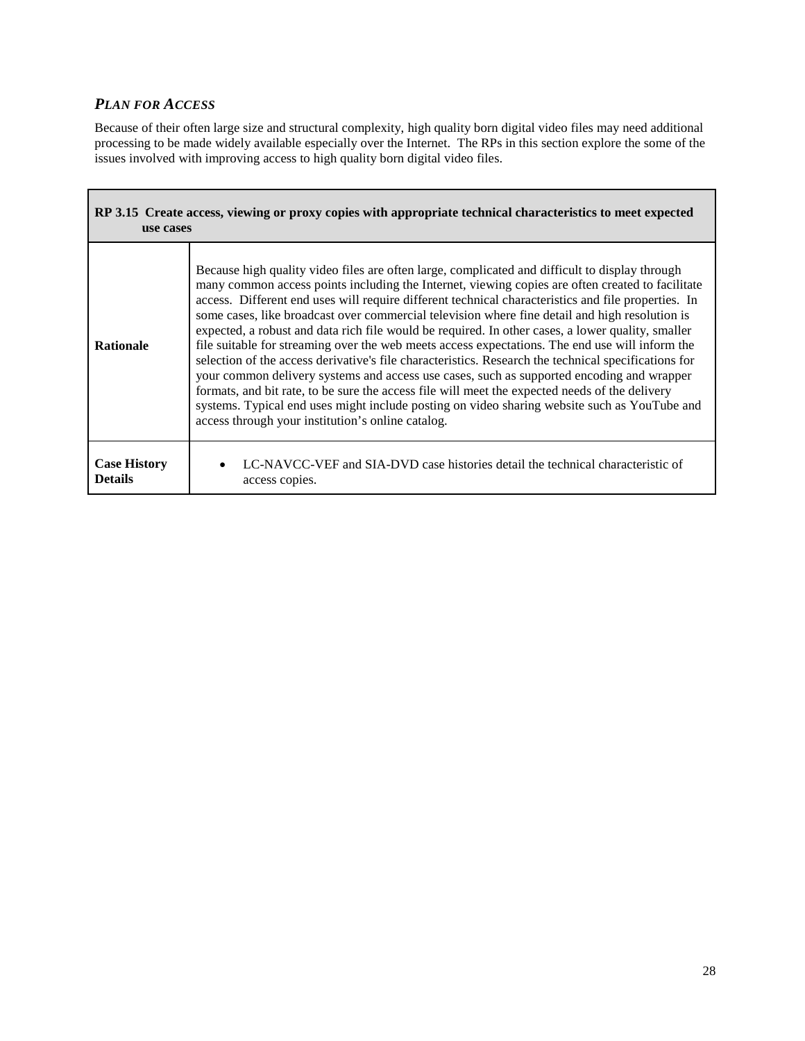## *Plan for Access*

Because of their often large size and structural complexity, high quality born digital video files may need additional processing to be made widely available especially over the Internet. The RPs in this section explore the some of the issues involved with improving access to high quality born digital video files.

| **RP 3.15 Create access, viewing or proxy copies with appropriate technical characteristics to meet expected use cases** | |
| --- | --- |
| **Rationale** | Because high quality video files are often large, complicated and difficult to display through many common access points including the Internet, viewing copies are often created to facilitate access. Different end uses will require different technical characteristics and file properties. In some cases, like broadcast over commercial television where fine detail and high resolution is expected, a robust and data rich file would be required. In other cases, a lower quality, smaller file suitable for streaming over the web meets access expectations. The end use will inform the selection of the access derivative's file characteristics. Research the technical specifications for your common delivery systems and access use cases, such as supported encoding and wrapper formats, and bit rate, to be sure the access file will meet the expected needs of the delivery systems. Typical end uses might include posting on video sharing website such as YouTube and access through your institution's online catalog. |
| **Case History Details** | • LC-NAVCC-VEF and SIA-DVD case histories detail the technical characteristic of access copies. |